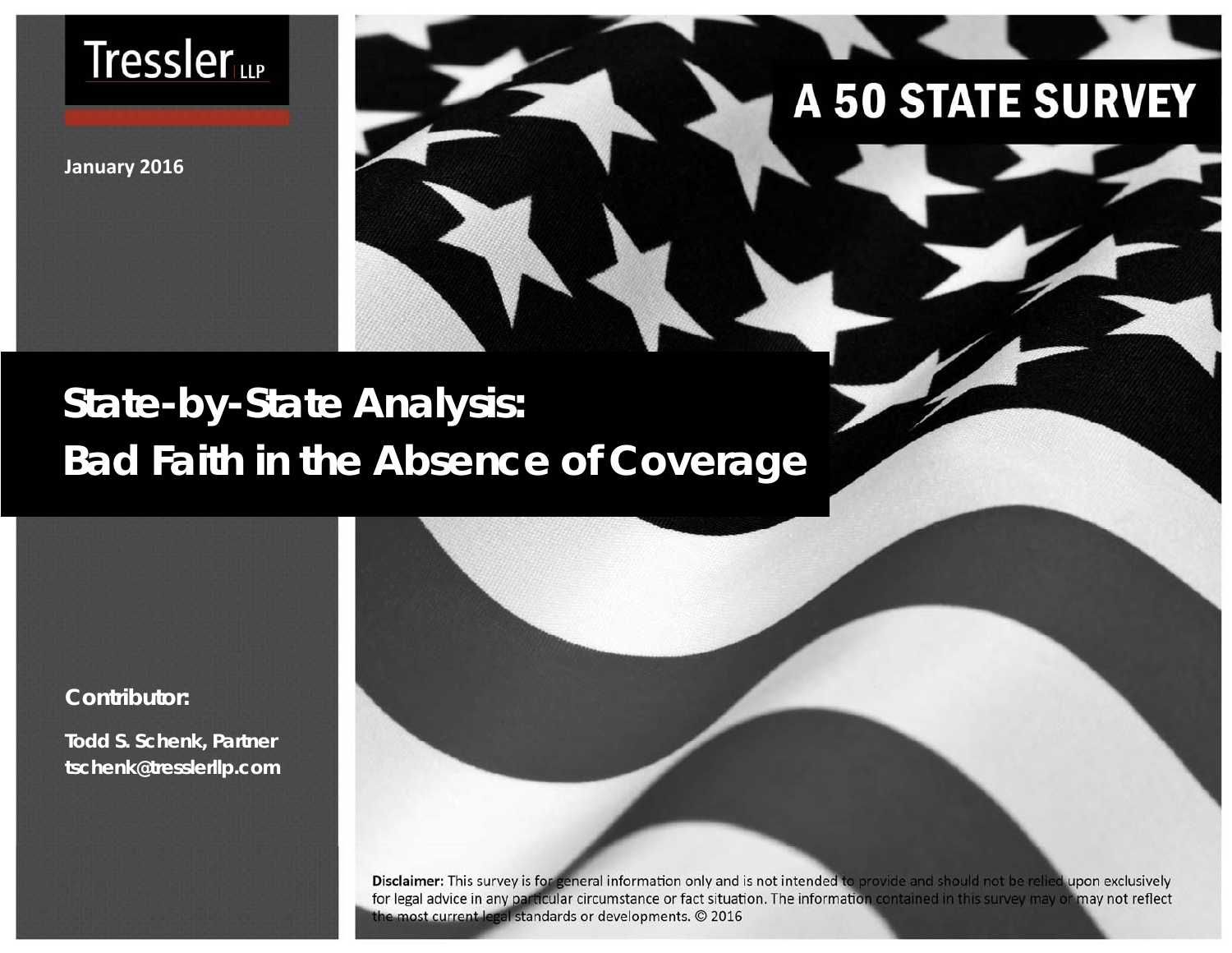Tressler LLP

January 2016

A 50 STATE SURVEY

# State-by-State Analysis: Bad Faith in the Absence of Coverage

**Contributor:**

**Todd S. Schenk, Partner**
**tschenk@tresslerllp.com**

**Disclaimer:** This survey is for general information only and is not intended to provide and should not be relied upon exclusively for legal advice in any particular circumstance or fact situation. The information contained in this survey may or may not reflect the most current legal standards or developments. © 2016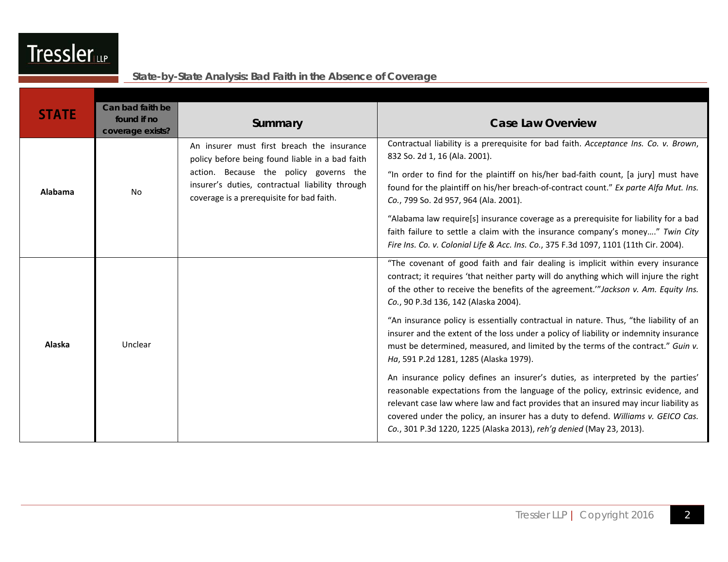## State-by-State Analysis: Bad Faith in the Absence of Coverage

| STATE | Can bad faith be found if no coverage exists? | Summary | Case Law Overview |
|---|---|---|---|
| **Alabama** | No | An insurer must first breach the insurance policy before being found liable in a bad faith action. Because the policy governs the insurer's duties, contractual liability through coverage is a prerequisite for bad faith. | Contractual liability is a prerequisite for bad faith. *Acceptance Ins. Co. v. Brown*, 832 So. 2d 1, 16 (Ala. 2001).<br><br>"In order to find for the plaintiff on his/her bad-faith count, [a jury] must have found for the plaintiff on his/her breach-of-contract count." *Ex parte Alfa Mut. Ins. Co.*, 799 So. 2d 957, 964 (Ala. 2001).<br><br>"Alabama law require[s] insurance coverage as a prerequisite for liability for a bad faith failure to settle a claim with the insurance company's money…." *Twin City Fire Ins. Co. v. Colonial Life & Acc. Ins. Co.*, 375 F.3d 1097, 1101 (11th Cir. 2004). |
| **Alaska** | Unclear | | "The covenant of good faith and fair dealing is implicit within every insurance contract; it requires 'that neither party will do anything which will injure the right of the other to receive the benefits of the agreement.'" *Jackson v. Am. Equity Ins. Co.*, 90 P.3d 136, 142 (Alaska 2004).<br><br>"An insurance policy is essentially contractual in nature. Thus, "the liability of an insurer and the extent of the loss under a policy of liability or indemnity insurance must be determined, measured, and limited by the terms of the contract." *Guin v. Ha*, 591 P.2d 1281, 1285 (Alaska 1979).<br><br>An insurance policy defines an insurer's duties, as interpreted by the parties' reasonable expectations from the language of the policy, extrinsic evidence, and relevant case law where law and fact provides that an insured may incur liability as covered under the policy, an insurer has a duty to defend. *Williams v. GEICO Cas. Co.*, 301 P.3d 1220, 1225 (Alaska 2013), *reh'g denied* (May 23, 2013). |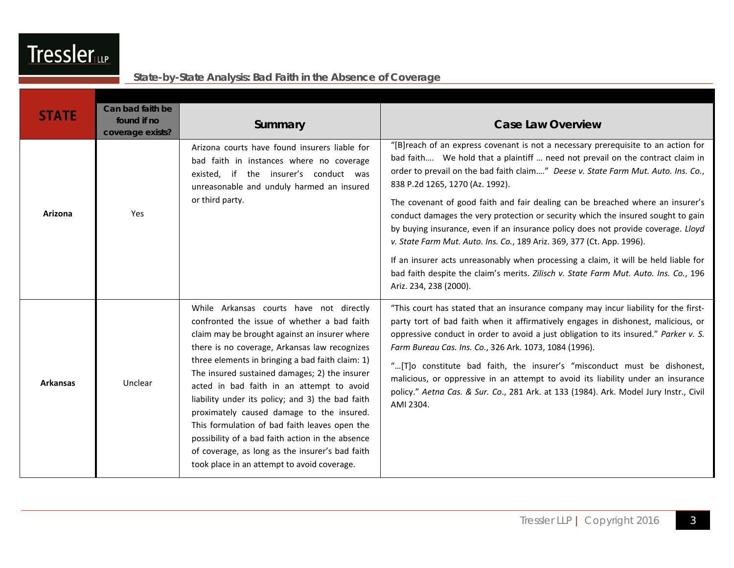| STATE | Can bad faith be found if no coverage exists? | Summary | Case Law Overview |
|---|---|---|---|
| **Arizona** | Yes | Arizona courts have found insurers liable for bad faith in instances where no coverage existed, if the insurer's conduct was unreasonable and unduly harmed an insured or third party. | "[B]reach of an express covenant is not a necessary prerequisite to an action for bad faith…. We hold that a plaintiff … need not prevail on the contract claim in order to prevail on the bad faith claim…." *Deese v. State Farm Mut. Auto. Ins. Co.*, 838 P.2d 1265, 1270 (Az. 1992).<br><br>The covenant of good faith and fair dealing can be breached where an insurer's conduct damages the very protection or security which the insured sought to gain by buying insurance, even if an insurance policy does not provide coverage. *Lloyd v. State Farm Mut. Auto. Ins. Co.*, 189 Ariz. 369, 377 (Ct. App. 1996).<br><br>If an insurer acts unreasonably when processing a claim, it will be held liable for bad faith despite the claim's merits. *Zilisch v. State Farm Mut. Auto. Ins. Co.*, 196 Ariz. 234, 238 (2000). |
| **Arkansas** | Unclear | While Arkansas courts have not directly confronted the issue of whether a bad faith claim may be brought against an insurer where there is no coverage, Arkansas law recognizes three elements in bringing a bad faith claim: 1) The insured sustained damages; 2) the insurer acted in bad faith in an attempt to avoid liability under its policy; and 3) the bad faith proximately caused damage to the insured. This formulation of bad faith leaves open the possibility of a bad faith action in the absence of coverage, as long as the insurer's bad faith took place in an attempt to avoid coverage. | "This court has stated that an insurance company may incur liability for the first-party tort of bad faith when it affirmatively engages in dishonest, malicious, or oppressive conduct in order to avoid a just obligation to its insured." *Parker v. S. Farm Bureau Cas. Ins. Co.*, 326 Ark. 1073, 1084 (1996).<br><br>"…[T]o constitute bad faith, the insurer's "misconduct must be dishonest, malicious, or oppressive in an attempt to avoid its liability under an insurance policy." *Aetna Cas. & Sur. Co*., 281 Ark. at 133 (1984). Ark. Model Jury Instr., Civil AMI 2304. |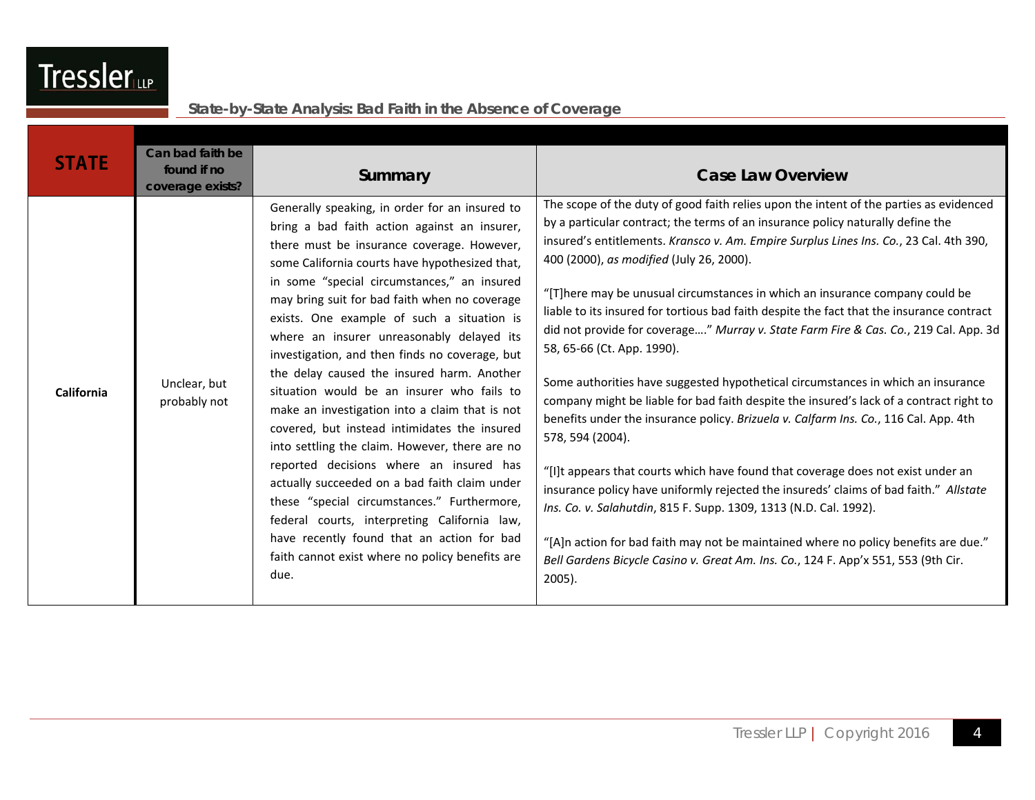| STATE | Can bad faith be found if no coverage exists? | Summary | Case Law Overview |
|---|---|---|---|
| **California** | Unclear, but probably not | Generally speaking, in order for an insured to bring a bad faith action against an insurer, there must be insurance coverage. However, some California courts have hypothesized that, in some "special circumstances," an insured may bring suit for bad faith when no coverage exists. One example of such a situation is where an insurer unreasonably delayed its investigation, and then finds no coverage, but the delay caused the insured harm. Another situation would be an insurer who fails to make an investigation into a claim that is not covered, but instead intimidates the insured into settling the claim. However, there are no reported decisions where an insured has actually succeeded on a bad faith claim under these "special circumstances." Furthermore, federal courts, interpreting California law, have recently found that an action for bad faith cannot exist where no policy benefits are due. | The scope of the duty of good faith relies upon the intent of the parties as evidenced by a particular contract; the terms of an insurance policy naturally define the insured's entitlements. *Kransco v. Am. Empire Surplus Lines Ins. Co.*, 23 Cal. 4th 390, 400 (2000), *as modified* (July 26, 2000).<br><br>"[T]here may be unusual circumstances in which an insurance company could be liable to its insured for tortious bad faith despite the fact that the insurance contract did not provide for coverage…." *Murray v. State Farm Fire & Cas. Co.*, 219 Cal. App. 3d 58, 65-66 (Ct. App. 1990).<br><br>Some authorities have suggested hypothetical circumstances in which an insurance company might be liable for bad faith despite the insured's lack of a contract right to benefits under the insurance policy. *Brizuela v. Calfarm Ins. Co.*, 116 Cal. App. 4th 578, 594 (2004).<br><br>"[I]t appears that courts which have found that coverage does not exist under an insurance policy have uniformly rejected the insureds' claims of bad faith." *Allstate Ins. Co. v. Salahutdin*, 815 F. Supp. 1309, 1313 (N.D. Cal. 1992).<br><br>"[A]n action for bad faith may not be maintained where no policy benefits are due." *Bell Gardens Bicycle Casino v. Great Am. Ins. Co.*, 124 F. App'x 551, 553 (9th Cir. 2005). |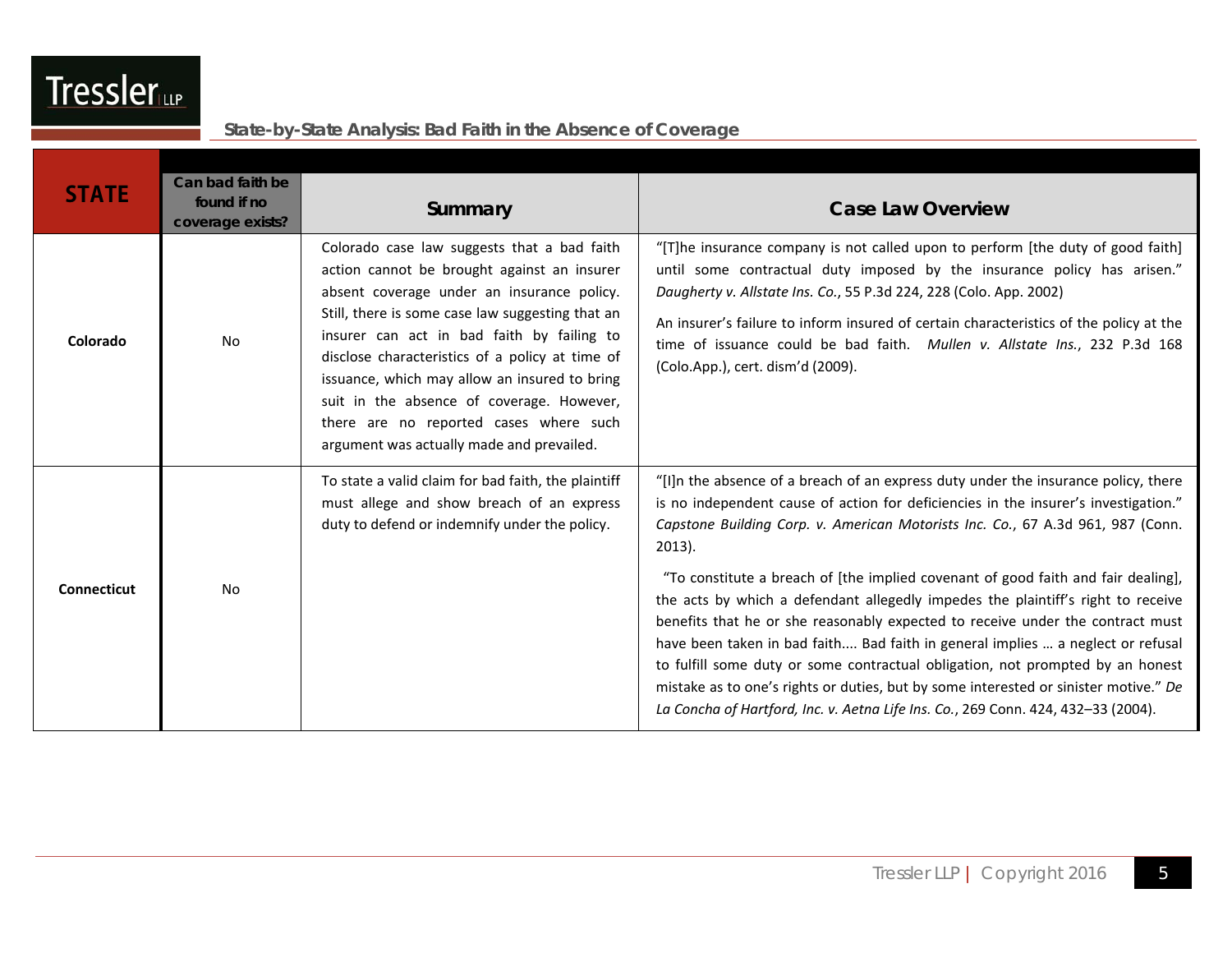| STATE | Can bad faith be found if no coverage exists? | Summary | Case Law Overview |
|---|---|---|---|
| **Colorado** | No | Colorado case law suggests that a bad faith action cannot be brought against an insurer absent coverage under an insurance policy. Still, there is some case law suggesting that an insurer can act in bad faith by failing to disclose characteristics of a policy at time of issuance, which may allow an insured to bring suit in the absence of coverage. However, there are no reported cases where such argument was actually made and prevailed. | "[T]he insurance company is not called upon to perform [the duty of good faith] until some contractual duty imposed by the insurance policy has arisen." *Daugherty v. Allstate Ins. Co.*, 55 P.3d 224, 228 (Colo. App. 2002)<br><br>An insurer's failure to inform insured of certain characteristics of the policy at the time of issuance could be bad faith. *Mullen v. Allstate Ins.*, 232 P.3d 168 (Colo.App.), cert. dism'd (2009). |
| **Connecticut** | No | To state a valid claim for bad faith, the plaintiff must allege and show breach of an express duty to defend or indemnify under the policy. | "[I]n the absence of a breach of an express duty under the insurance policy, there is no independent cause of action for deficiencies in the insurer's investigation." *Capstone Building Corp. v. American Motorists Inc. Co.*, 67 A.3d 961, 987 (Conn. 2013).<br><br>"To constitute a breach of [the implied covenant of good faith and fair dealing], the acts by which a defendant allegedly impedes the plaintiff's right to receive benefits that he or she reasonably expected to receive under the contract must have been taken in bad faith.... Bad faith in general implies … a neglect or refusal to fulfill some duty or some contractual obligation, not prompted by an honest mistake as to one's rights or duties, but by some interested or sinister motive." *De La Concha of Hartford, Inc. v. Aetna Life Ins. Co.*, 269 Conn. 424, 432–33 (2004). |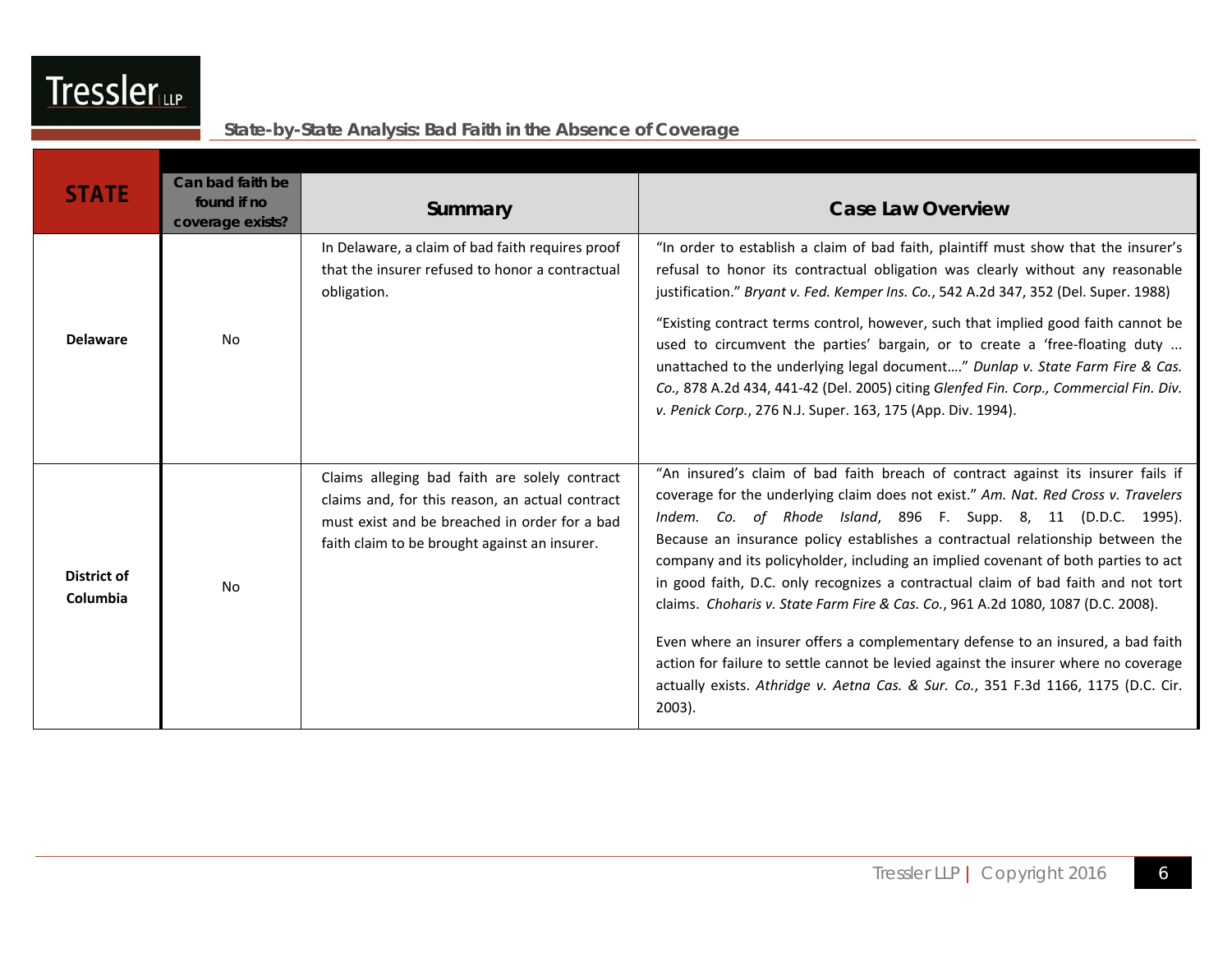State-by-State Analysis: Bad Faith in the Absence of Coverage

| STATE | Can bad faith be found if no coverage exists? | Summary | Case Law Overview |
|---|---|---|---|
| **Delaware** | No | In Delaware, a claim of bad faith requires proof that the insurer refused to honor a contractual obligation. | "In order to establish a claim of bad faith, plaintiff must show that the insurer's refusal to honor its contractual obligation was clearly without any reasonable justification." *Bryant v. Fed. Kemper Ins. Co.*, 542 A.2d 347, 352 (Del. Super. 1988)<br><br>"Existing contract terms control, however, such that implied good faith cannot be used to circumvent the parties' bargain, or to create a 'free-floating duty ... unattached to the underlying legal document….'" *Dunlap v. State Farm Fire & Cas. Co.,* 878 A.2d 434, 441-42 (Del. 2005) citing *Glenfed Fin. Corp., Commercial Fin. Div. v. Penick Corp.*, 276 N.J. Super. 163, 175 (App. Div. 1994). |
| **District of Columbia** | No | Claims alleging bad faith are solely contract claims and, for this reason, an actual contract must exist and be breached in order for a bad faith claim to be brought against an insurer. | "An insured's claim of bad faith breach of contract against its insurer fails if coverage for the underlying claim does not exist." *Am. Nat. Red Cross v. Travelers Indem. Co. of Rhode Island*, 896 F. Supp. 8, 11 (D.D.C. 1995). Because an insurance policy establishes a contractual relationship between the company and its policyholder, including an implied covenant of both parties to act in good faith, D.C. only recognizes a contractual claim of bad faith and not tort claims. *Choharis v. State Farm Fire & Cas. Co.*, 961 A.2d 1080, 1087 (D.C. 2008).<br><br>Even where an insurer offers a complementary defense to an insured, a bad faith action for failure to settle cannot be levied against the insurer where no coverage actually exists. *Athridge v. Aetna Cas. & Sur. Co.*, 351 F.3d 1166, 1175 (D.C. Cir. 2003). |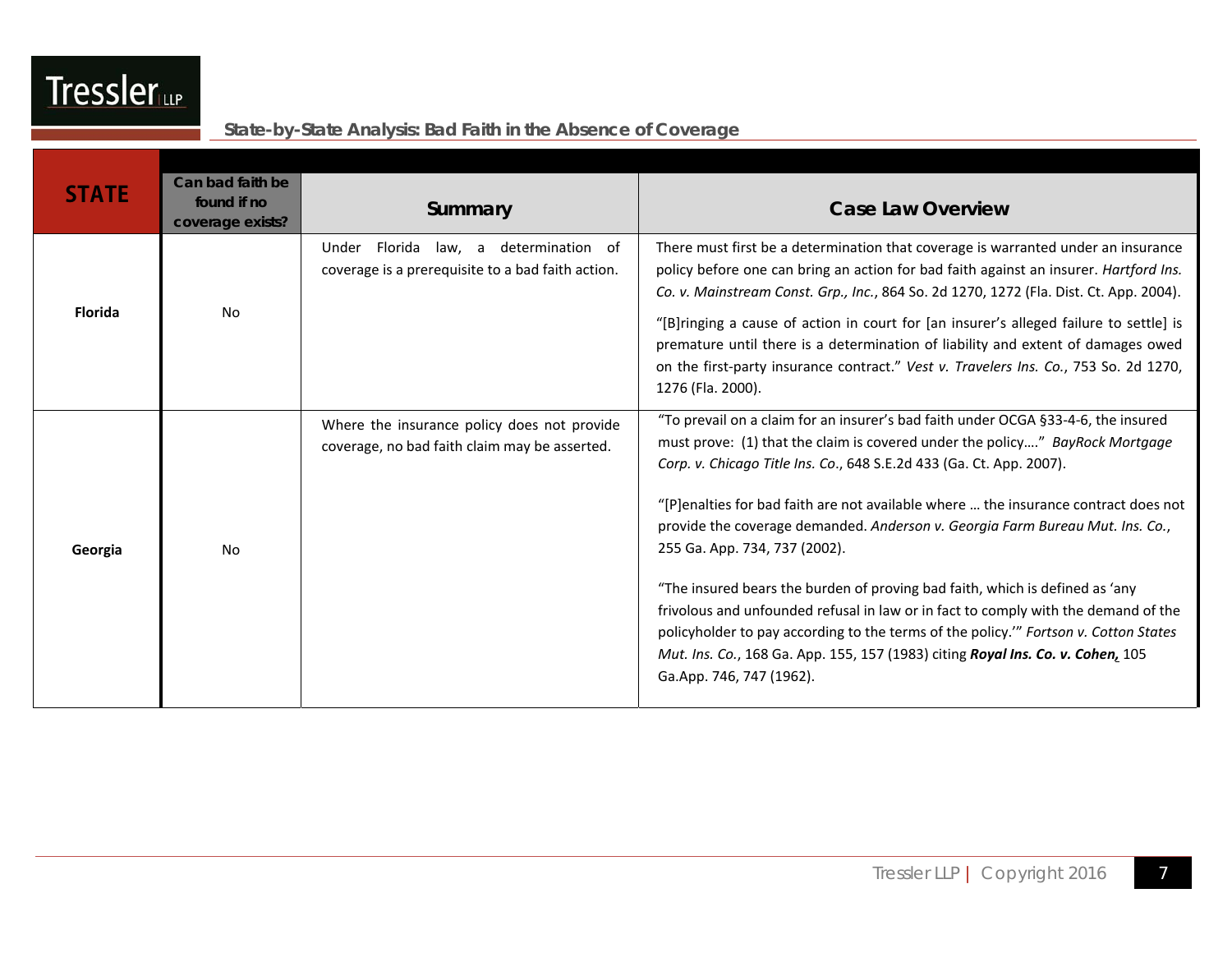## State-by-State Analysis: Bad Faith in the Absence of Coverage

| STATE | Can bad faith be found if no coverage exists? | Summary | Case Law Overview |
|---|---|---|---|
| **Florida** | No | Under Florida law, a determination of coverage is a prerequisite to a bad faith action. | There must first be a determination that coverage is warranted under an insurance policy before one can bring an action for bad faith against an insurer. *Hartford Ins. Co. v. Mainstream Const. Grp., Inc.*, 864 So. 2d 1270, 1272 (Fla. Dist. Ct. App. 2004).<br><br>"[B]ringing a cause of action in court for [an insurer's alleged failure to settle] is premature until there is a determination of liability and extent of damages owed on the first-party insurance contract." *Vest v. Travelers Ins. Co.*, 753 So. 2d 1270, 1276 (Fla. 2000). |
| **Georgia** | No | Where the insurance policy does not provide coverage, no bad faith claim may be asserted. | "To prevail on a claim for an insurer's bad faith under OCGA §33-4-6, the insured must prove: (1) that the claim is covered under the policy…." *BayRock Mortgage Corp. v. Chicago Title Ins. Co*., 648 S.E.2d 433 (Ga. Ct. App. 2007).<br><br>"[P]enalties for bad faith are not available where … the insurance contract does not provide the coverage demanded. *Anderson v. Georgia Farm Bureau Mut. Ins. Co.*, 255 Ga. App. 734, 737 (2002).<br><br>"The insured bears the burden of proving bad faith, which is defined as 'any frivolous and unfounded refusal in law or in fact to comply with the demand of the policyholder to pay according to the terms of the policy.'" *Fortson v. Cotton States Mut. Ins. Co.*, 168 Ga. App. 155, 157 (1983) citing ***Royal Ins. Co. v. Cohen,*** 105 Ga.App. 746, 747 (1962). |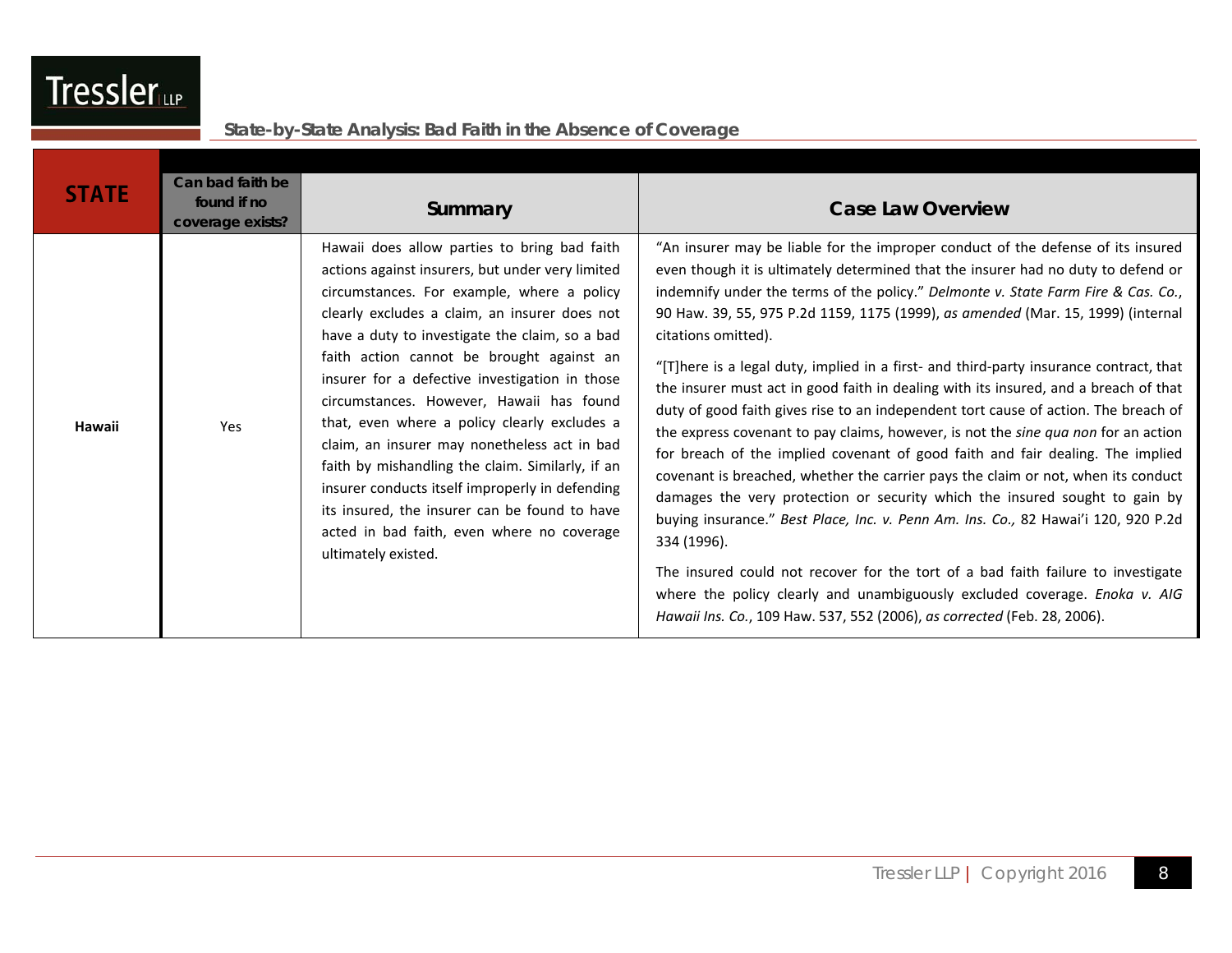| STATE | Can bad faith be found if no coverage exists? | Summary | Case Law Overview |
|---|---|---|---|
| **Hawaii** | Yes | Hawaii does allow parties to bring bad faith actions against insurers, but under very limited circumstances. For example, where a policy clearly excludes a claim, an insurer does not have a duty to investigate the claim, so a bad faith action cannot be brought against an insurer for a defective investigation in those circumstances. However, Hawaii has found that, even where a policy clearly excludes a claim, an insurer may nonetheless act in bad faith by mishandling the claim. Similarly, if an insurer conducts itself improperly in defending its insured, the insurer can be found to have acted in bad faith, even where no coverage ultimately existed. | "An insurer may be liable for the improper conduct of the defense of its insured even though it is ultimately determined that the insurer had no duty to defend or indemnify under the terms of the policy." *Delmonte v. State Farm Fire & Cas. Co.*, 90 Haw. 39, 55, 975 P.2d 1159, 1175 (1999), *as amended* (Mar. 15, 1999) (internal citations omitted).<br><br>"[T]here is a legal duty, implied in a first- and third-party insurance contract, that the insurer must act in good faith in dealing with its insured, and a breach of that duty of good faith gives rise to an independent tort cause of action. The breach of the express covenant to pay claims, however, is not the *sine qua non* for an action for breach of the implied covenant of good faith and fair dealing. The implied covenant is breached, whether the carrier pays the claim or not, when its conduct damages the very protection or security which the insured sought to gain by buying insurance." *Best Place, Inc. v. Penn Am. Ins. Co.,* 82 Hawai'i 120, 920 P.2d 334 (1996).<br><br>The insured could not recover for the tort of a bad faith failure to investigate where the policy clearly and unambiguously excluded coverage. *Enoka v. AIG Hawaii Ins. Co.*, 109 Haw. 537, 552 (2006), *as corrected* (Feb. 28, 2006). |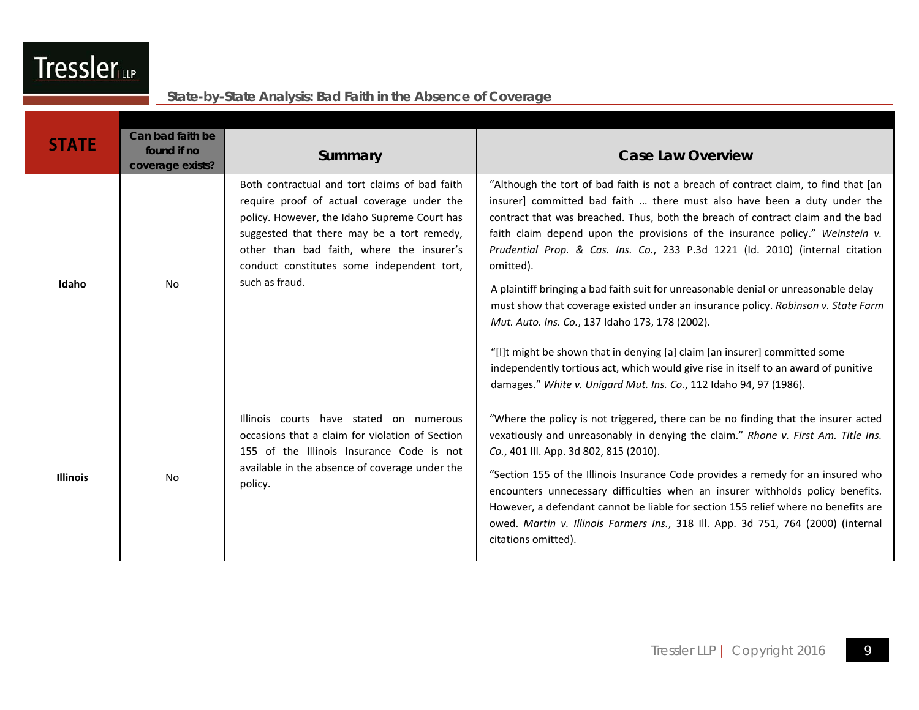| STATE | Can bad faith be found if no coverage exists? | Summary | Case Law Overview |
|---|---|---|---|
| **Idaho** | No | Both contractual and tort claims of bad faith require proof of actual coverage under the policy. However, the Idaho Supreme Court has suggested that there may be a tort remedy, other than bad faith, where the insurer's conduct constitutes some independent tort, such as fraud. | "Although the tort of bad faith is not a breach of contract claim, to find that [an insurer] committed bad faith … there must also have been a duty under the contract that was breached. Thus, both the breach of contract claim and the bad faith claim depend upon the provisions of the insurance policy." *Weinstein v. Prudential Prop. & Cas. Ins. Co.*, 233 P.3d 1221 (Id. 2010) (internal citation omitted).<br><br>A plaintiff bringing a bad faith suit for unreasonable denial or unreasonable delay must show that coverage existed under an insurance policy. *Robinson v. State Farm Mut. Auto. Ins. Co.*, 137 Idaho 173, 178 (2002).<br><br>"[I]t might be shown that in denying [a] claim [an insurer] committed some independently tortious act, which would give rise in itself to an award of punitive damages." *White v. Unigard Mut. Ins. Co.*, 112 Idaho 94, 97 (1986). |
| **Illinois** | No | Illinois courts have stated on numerous occasions that a claim for violation of Section 155 of the Illinois Insurance Code is not available in the absence of coverage under the policy. | "Where the policy is not triggered, there can be no finding that the insurer acted vexatiously and unreasonably in denying the claim." *Rhone v. First Am. Title Ins. Co.*, 401 Ill. App. 3d 802, 815 (2010).<br><br>"Section 155 of the Illinois Insurance Code provides a remedy for an insured who encounters unnecessary difficulties when an insurer withholds policy benefits. However, a defendant cannot be liable for section 155 relief where no benefits are owed. *Martin v. Illinois Farmers Ins.*, 318 Ill. App. 3d 751, 764 (2000) (internal citations omitted). |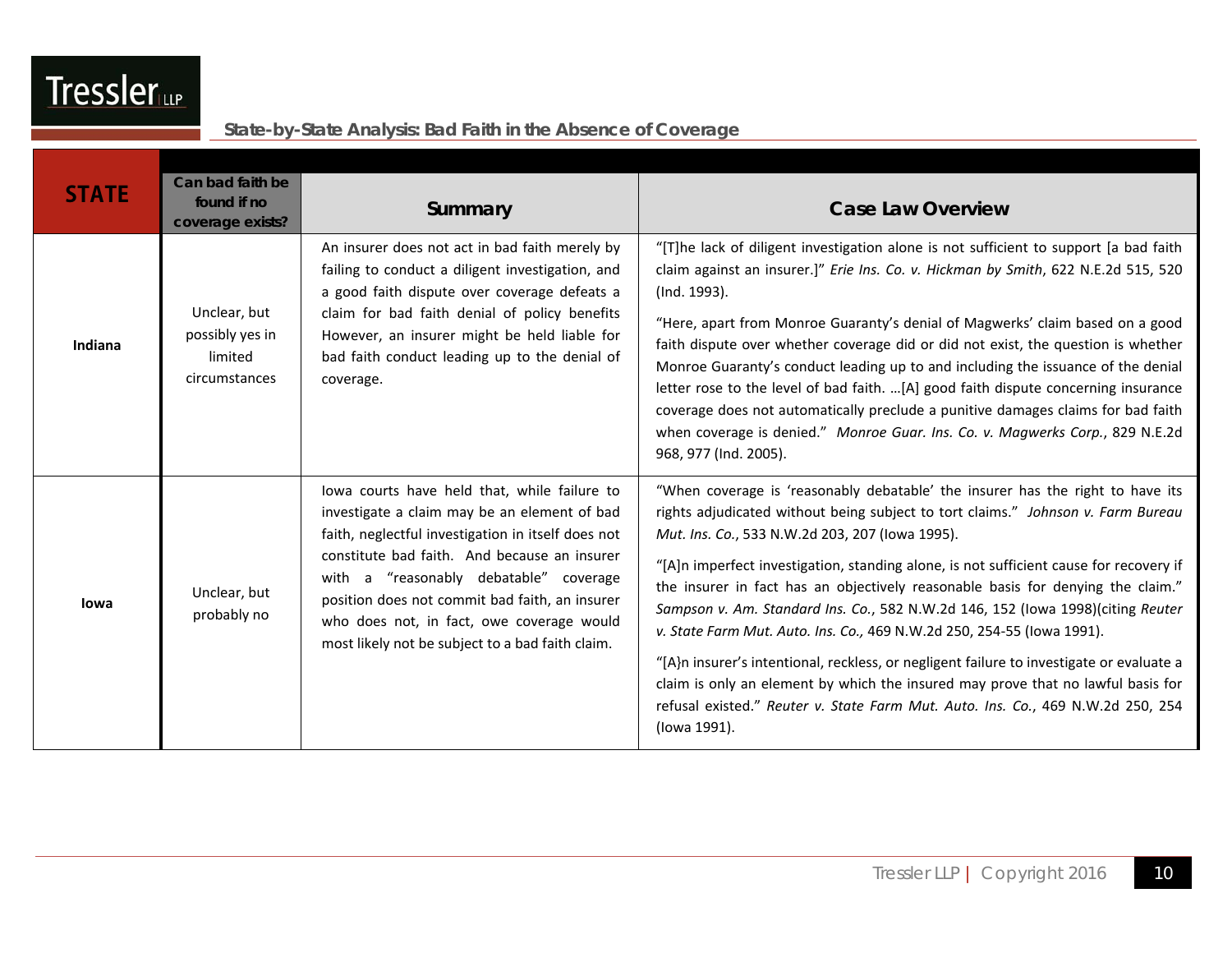State-by-State Analysis: Bad Faith in the Absence of Coverage

| STATE | Can bad faith be found if no coverage exists? | Summary | Case Law Overview |
|---|---|---|---|
| **Indiana** | Unclear, but possibly yes in limited circumstances | An insurer does not act in bad faith merely by failing to conduct a diligent investigation, and a good faith dispute over coverage defeats a claim for bad faith denial of policy benefits However, an insurer might be held liable for bad faith conduct leading up to the denial of coverage. | "[T]he lack of diligent investigation alone is not sufficient to support [a bad faith claim against an insurer.]" *Erie Ins. Co. v. Hickman by Smith*, 622 N.E.2d 515, 520 (Ind. 1993).<br><br>"Here, apart from Monroe Guaranty's denial of Magwerks' claim based on a good faith dispute over whether coverage did or did not exist, the question is whether Monroe Guaranty's conduct leading up to and including the issuance of the denial letter rose to the level of bad faith. …[A] good faith dispute concerning insurance coverage does not automatically preclude a punitive damages claims for bad faith when coverage is denied." *Monroe Guar. Ins. Co. v. Magwerks Corp.*, 829 N.E.2d 968, 977 (Ind. 2005). |
| **Iowa** | Unclear, but probably no | Iowa courts have held that, while failure to investigate a claim may be an element of bad faith, neglectful investigation in itself does not constitute bad faith. And because an insurer with a "reasonably debatable" coverage position does not commit bad faith, an insurer who does not, in fact, owe coverage would most likely not be subject to a bad faith claim. | "When coverage is 'reasonably debatable' the insurer has the right to have its rights adjudicated without being subject to tort claims." *Johnson v. Farm Bureau Mut. Ins. Co.*, 533 N.W.2d 203, 207 (Iowa 1995).<br><br>"[A]n imperfect investigation, standing alone, is not sufficient cause for recovery if the insurer in fact has an objectively reasonable basis for denying the claim." *Sampson v. Am. Standard Ins. Co.*, 582 N.W.2d 146, 152 (Iowa 1998)(citing *Reuter v. State Farm Mut. Auto. Ins. Co.*, 469 N.W.2d 250, 254-55 (Iowa 1991).<br><br>"[A}n insurer's intentional, reckless, or negligent failure to investigate or evaluate a claim is only an element by which the insured may prove that no lawful basis for refusal existed." *Reuter v. State Farm Mut. Auto. Ins. Co.*, 469 N.W.2d 250, 254 (Iowa 1991). |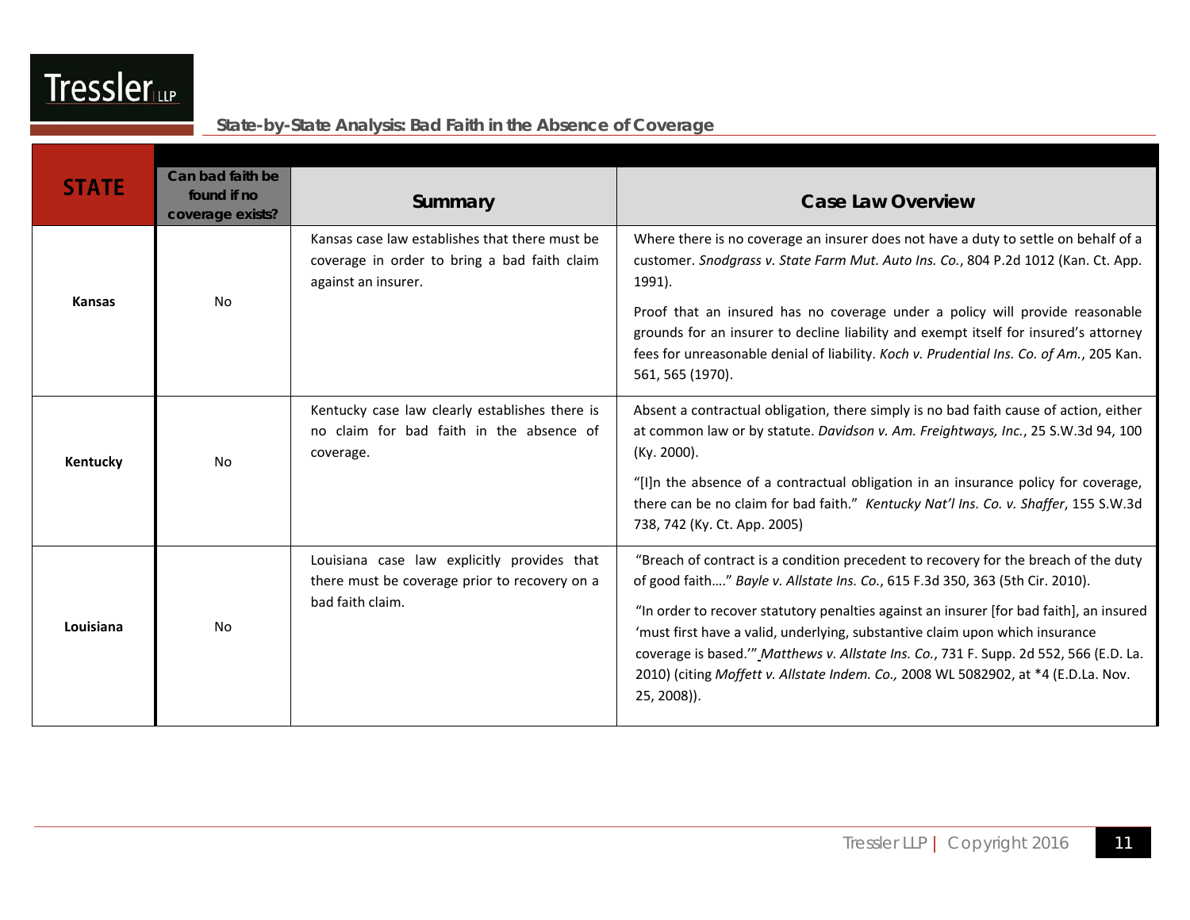## State-by-State Analysis: Bad Faith in the Absence of Coverage

| STATE | Can bad faith be found if no coverage exists? | Summary | Case Law Overview |
|---|---|---|---|
| **Kansas** | No | Kansas case law establishes that there must be coverage in order to bring a bad faith claim against an insurer. | Where there is no coverage an insurer does not have a duty to settle on behalf of a customer. *Snodgrass v. State Farm Mut. Auto Ins. Co.*, 804 P.2d 1012 (Kan. Ct. App. 1991).<br><br>Proof that an insured has no coverage under a policy will provide reasonable grounds for an insurer to decline liability and exempt itself for insured's attorney fees for unreasonable denial of liability. *Koch v. Prudential Ins. Co. of Am.*, 205 Kan. 561, 565 (1970). |
| **Kentucky** | No | Kentucky case law clearly establishes there is no claim for bad faith in the absence of coverage. | Absent a contractual obligation, there simply is no bad faith cause of action, either at common law or by statute. *Davidson v. Am. Freightways, Inc.*, 25 S.W.3d 94, 100 (Ky. 2000).<br><br>"[I]n the absence of a contractual obligation in an insurance policy for coverage, there can be no claim for bad faith." *Kentucky Nat'l Ins. Co. v. Shaffer*, 155 S.W.3d 738, 742 (Ky. Ct. App. 2005) |
| **Louisiana** | No | Louisiana case law explicitly provides that there must be coverage prior to recovery on a bad faith claim. | "Breach of contract is a condition precedent to recovery for the breach of the duty of good faith…." *Bayle v. Allstate Ins. Co.*, 615 F.3d 350, 363 (5th Cir. 2010).<br><br>"In order to recover statutory penalties against an insurer [for bad faith], an insured 'must first have a valid, underlying, substantive claim upon which insurance coverage is based.'" *Matthews v. Allstate Ins. Co.*, 731 F. Supp. 2d 552, 566 (E.D. La. 2010) (citing *Moffett v. Allstate Indem. Co.,* 2008 WL 5082902, at *4 (E.D.La. Nov. 25, 2008)). |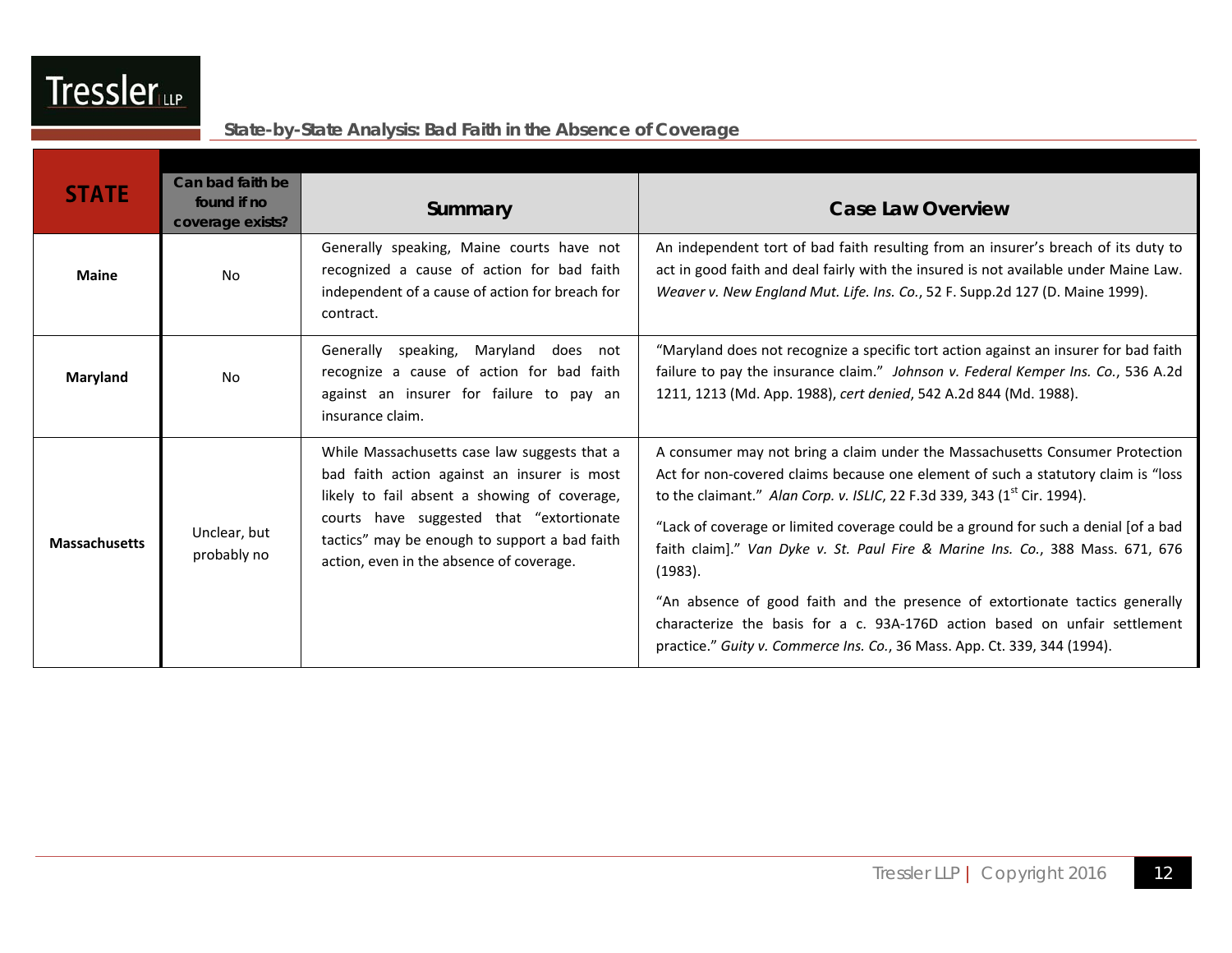| STATE | Can bad faith be found if no coverage exists? | Summary | Case Law Overview |
|---|---|---|---|
| **Maine** | No | Generally speaking, Maine courts have not recognized a cause of action for bad faith independent of a cause of action for breach for contract. | An independent tort of bad faith resulting from an insurer's breach of its duty to act in good faith and deal fairly with the insured is not available under Maine Law. *Weaver v. New England Mut. Life. Ins. Co.*, 52 F. Supp.2d 127 (D. Maine 1999). |
| **Maryland** | No | Generally speaking, Maryland does not recognize a cause of action for bad faith against an insurer for failure to pay an insurance claim. | "Maryland does not recognize a specific tort action against an insurer for bad faith failure to pay the insurance claim." *Johnson v. Federal Kemper Ins. Co.*, 536 A.2d 1211, 1213 (Md. App. 1988), *cert denied*, 542 A.2d 844 (Md. 1988). |
| **Massachusetts** | Unclear, but probably no | While Massachusetts case law suggests that a bad faith action against an insurer is most likely to fail absent a showing of coverage, courts have suggested that "extortionate tactics" may be enough to support a bad faith action, even in the absence of coverage. | A consumer may not bring a claim under the Massachusetts Consumer Protection Act for non-covered claims because one element of such a statutory claim is "loss to the claimant." *Alan Corp. v. ISLIC*, 22 F.3d 339, 343 (1st Cir. 1994). "Lack of coverage or limited coverage could be a ground for such a denial [of a bad faith claim]." *Van Dyke v. St. Paul Fire & Marine Ins. Co.*, 388 Mass. 671, 676 (1983). "An absence of good faith and the presence of extortionate tactics generally characterize the basis for a c. 93A-176D action based on unfair settlement practice." *Guity v. Commerce Ins. Co.*, 36 Mass. App. Ct. 339, 344 (1994). |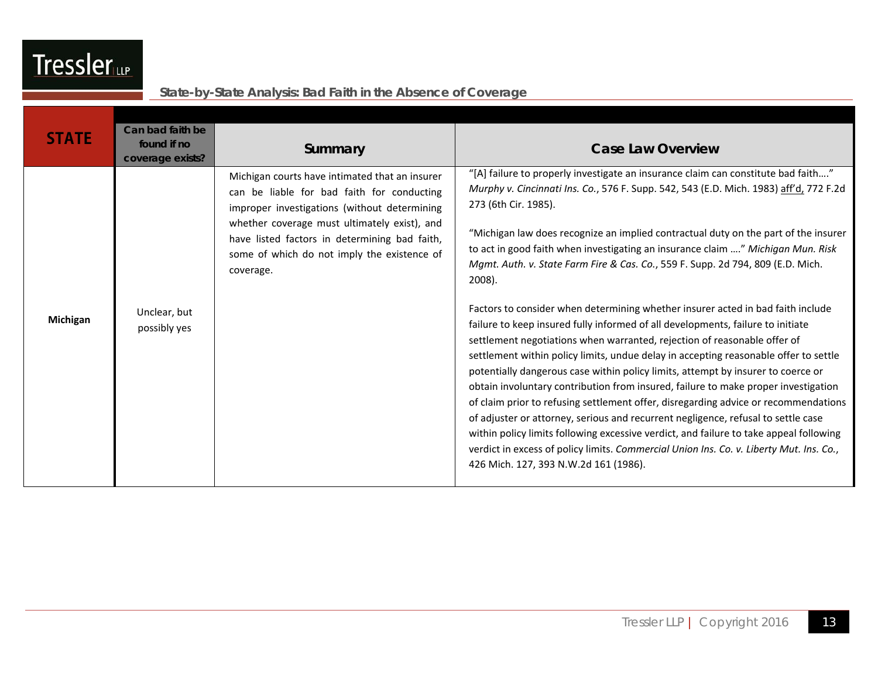State-by-State Analysis: Bad Faith in the Absence of Coverage

| STATE | Can bad faith be found if no coverage exists? | Summary | Case Law Overview |
|---|---|---|---|
| **Michigan** | Unclear, but possibly yes | Michigan courts have intimated that an insurer can be liable for bad faith for conducting improper investigations (without determining whether coverage must ultimately exist), and have listed factors in determining bad faith, some of which do not imply the existence of coverage. | "[A] failure to properly investigate an insurance claim can constitute bad faith…." *Murphy v. Cincinnati Ins. Co.*, 576 F. Supp. 542, 543 (E.D. Mich. 1983) aff'd, 772 F.2d 273 (6th Cir. 1985).<br><br>"Michigan law does recognize an implied contractual duty on the part of the insurer to act in good faith when investigating an insurance claim …." *Michigan Mun. Risk Mgmt. Auth. v. State Farm Fire & Cas. Co.*, 559 F. Supp. 2d 794, 809 (E.D. Mich. 2008).<br><br>Factors to consider when determining whether insurer acted in bad faith include failure to keep insured fully informed of all developments, failure to initiate settlement negotiations when warranted, rejection of reasonable offer of settlement within policy limits, undue delay in accepting reasonable offer to settle potentially dangerous case within policy limits, attempt by insurer to coerce or obtain involuntary contribution from insured, failure to make proper investigation of claim prior to refusing settlement offer, disregarding advice or recommendations of adjuster or attorney, serious and recurrent negligence, refusal to settle case within policy limits following excessive verdict, and failure to take appeal following verdict in excess of policy limits. *Commercial Union Ins. Co. v. Liberty Mut. Ins. Co.*, 426 Mich. 127, 393 N.W.2d 161 (1986). |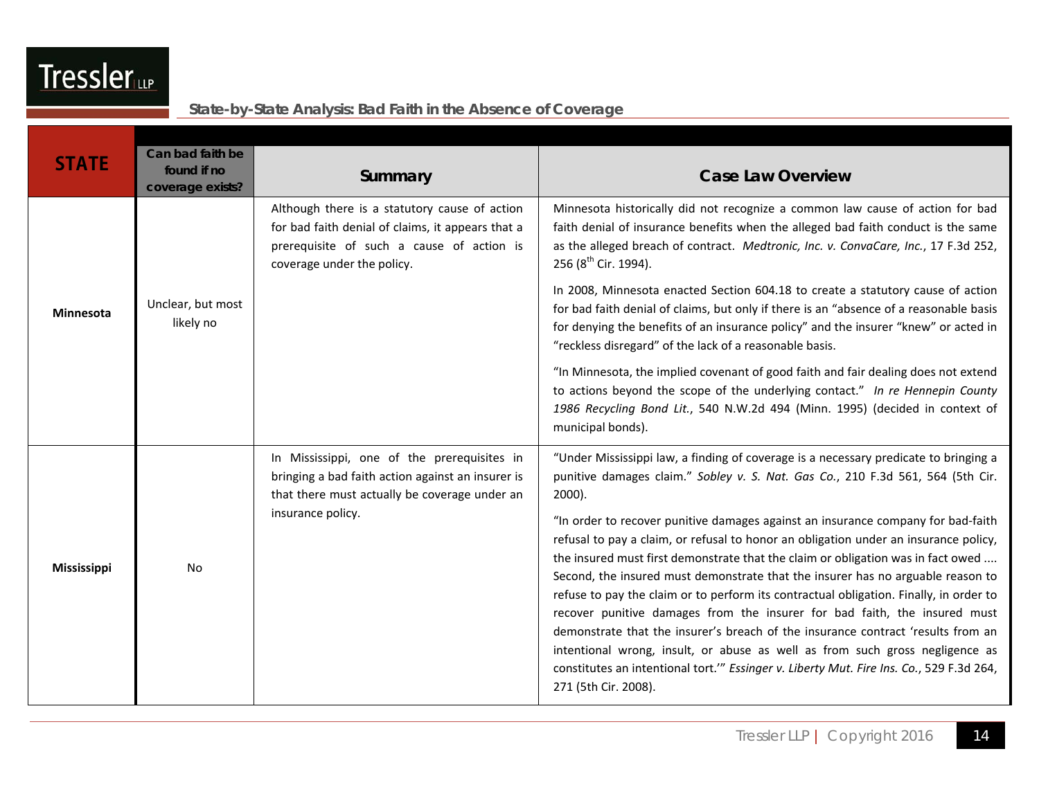| STATE | Can bad faith be found if no coverage exists? | Summary | Case Law Overview |
|---|---|---|---|
| **Minnesota** | Unclear, but most likely no | Although there is a statutory cause of action for bad faith denial of claims, it appears that a prerequisite of such a cause of action is coverage under the policy. | Minnesota historically did not recognize a common law cause of action for bad faith denial of insurance benefits when the alleged bad faith conduct is the same as the alleged breach of contract. *Medtronic, Inc. v. ConvaCare, Inc.*, 17 F.3d 252, 256 (8th Cir. 1994).<br><br>In 2008, Minnesota enacted Section 604.18 to create a statutory cause of action for bad faith denial of claims, but only if there is an "absence of a reasonable basis for denying the benefits of an insurance policy" and the insurer "knew" or acted in "reckless disregard" of the lack of a reasonable basis.<br><br>"In Minnesota, the implied covenant of good faith and fair dealing does not extend to actions beyond the scope of the underlying contact." *In re Hennepin County 1986 Recycling Bond Lit.*, 540 N.W.2d 494 (Minn. 1995) (decided in context of municipal bonds). |
| **Mississippi** | No | In Mississippi, one of the prerequisites in bringing a bad faith action against an insurer is that there must actually be coverage under an insurance policy. | "Under Mississippi law, a finding of coverage is a necessary predicate to bringing a punitive damages claim." *Sobley v. S. Nat. Gas Co.*, 210 F.3d 561, 564 (5th Cir. 2000).<br><br>"In order to recover punitive damages against an insurance company for bad-faith refusal to pay a claim, or refusal to honor an obligation under an insurance policy, the insured must first demonstrate that the claim or obligation was in fact owed .... Second, the insured must demonstrate that the insurer has no arguable reason to refuse to pay the claim or to perform its contractual obligation. Finally, in order to recover punitive damages from the insurer for bad faith, the insured must demonstrate that the insurer's breach of the insurance contract 'results from an intentional wrong, insult, or abuse as well as from such gross negligence as constitutes an intentional tort.'" *Essinger v. Liberty Mut. Fire Ins. Co.*, 529 F.3d 264, 271 (5th Cir. 2008). |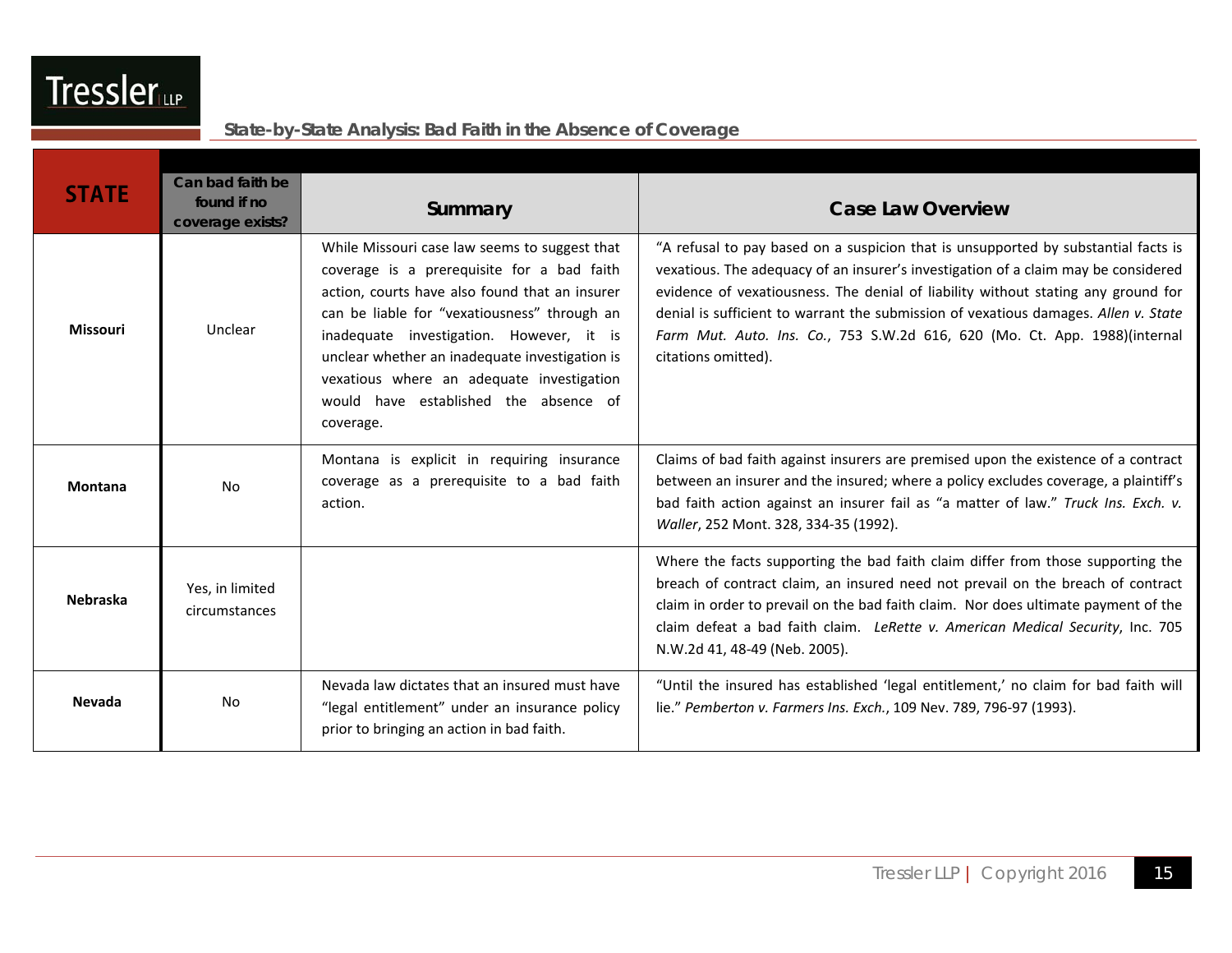## State-by-State Analysis: Bad Faith in the Absence of Coverage

| STATE | Can bad faith be found if no coverage exists? | Summary | Case Law Overview |
|---|---|---|---|
| **Missouri** | Unclear | While Missouri case law seems to suggest that coverage is a prerequisite for a bad faith action, courts have also found that an insurer can be liable for "vexatiousness" through an inadequate investigation. However, it is unclear whether an inadequate investigation is vexatious where an adequate investigation would have established the absence of coverage. | "A refusal to pay based on a suspicion that is unsupported by substantial facts is vexatious. The adequacy of an insurer's investigation of a claim may be considered evidence of vexatiousness. The denial of liability without stating any ground for denial is sufficient to warrant the submission of vexatious damages. *Allen v. State Farm Mut. Auto. Ins. Co.*, 753 S.W.2d 616, 620 (Mo. Ct. App. 1988)(internal citations omitted). |
| **Montana** | No | Montana is explicit in requiring insurance coverage as a prerequisite to a bad faith action. | Claims of bad faith against insurers are premised upon the existence of a contract between an insurer and the insured; where a policy excludes coverage, a plaintiff's bad faith action against an insurer fail as "a matter of law." *Truck Ins. Exch. v. Waller*, 252 Mont. 328, 334-35 (1992). |
| **Nebraska** | Yes, in limited circumstances | | Where the facts supporting the bad faith claim differ from those supporting the breach of contract claim, an insured need not prevail on the breach of contract claim in order to prevail on the bad faith claim. Nor does ultimate payment of the claim defeat a bad faith claim. *LeRette v. American Medical Security*, Inc. 705 N.W.2d 41, 48-49 (Neb. 2005). |
| **Nevada** | No | Nevada law dictates that an insured must have "legal entitlement" under an insurance policy prior to bringing an action in bad faith. | "Until the insured has established 'legal entitlement,' no claim for bad faith will lie." *Pemberton v. Farmers Ins. Exch.*, 109 Nev. 789, 796-97 (1993). |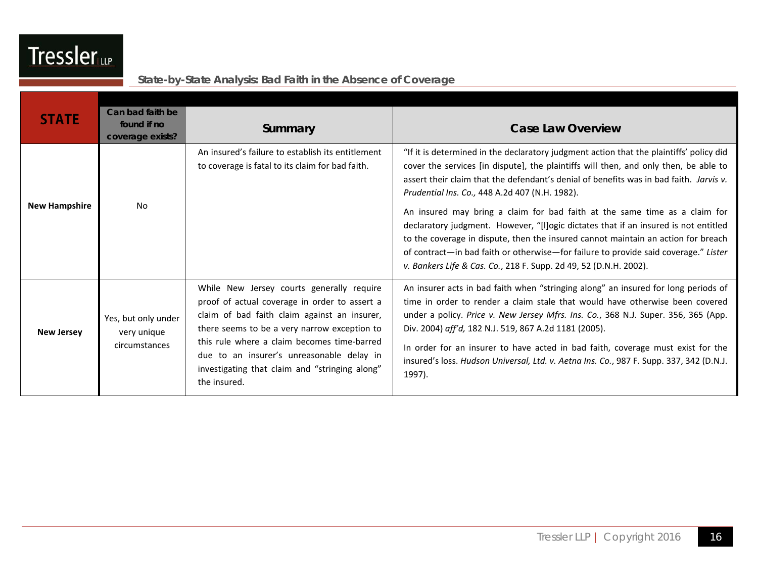| STATE | Can bad faith be found if no coverage exists? | Summary | Case Law Overview |
|---|---|---|---|
| **New Hampshire** | No | An insured's failure to establish its entitlement to coverage is fatal to its claim for bad faith. | "If it is determined in the declaratory judgment action that the plaintiffs' policy did cover the services [in dispute], the plaintiffs will then, and only then, be able to assert their claim that the defendant's denial of benefits was in bad faith. *Jarvis v. Prudential Ins. Co.,* 448 A.2d 407 (N.H. 1982).<br><br>An insured may bring a claim for bad faith at the same time as a claim for declaratory judgment. However, "[l]ogic dictates that if an insured is not entitled to the coverage in dispute, then the insured cannot maintain an action for breach of contract—in bad faith or otherwise—for failure to provide said coverage." *Lister v. Bankers Life & Cas. Co.*, 218 F. Supp. 2d 49, 52 (D.N.H. 2002). |
| **New Jersey** | Yes, but only under very unique circumstances | While New Jersey courts generally require proof of actual coverage in order to assert a claim of bad faith claim against an insurer, there seems to be a very narrow exception to this rule where a claim becomes time-barred due to an insurer's unreasonable delay in investigating that claim and "stringing along" the insured. | An insurer acts in bad faith when "stringing along" an insured for long periods of time in order to render a claim stale that would have otherwise been covered under a policy. *Price v. New Jersey Mfrs. Ins. Co.*, 368 N.J. Super. 356, 365 (App. Div. 2004) *aff'd,* 182 N.J. 519, 867 A.2d 1181 (2005).<br><br>In order for an insurer to have acted in bad faith, coverage must exist for the insured's loss. *Hudson Universal, Ltd. v. Aetna Ins. Co.*, 987 F. Supp. 337, 342 (D.N.J. 1997). |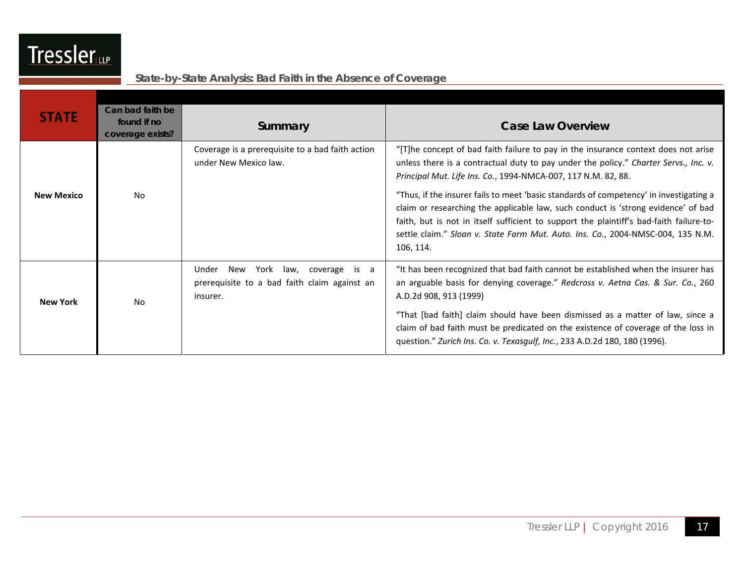## State-by-State Analysis: Bad Faith in the Absence of Coverage

| STATE | Can bad faith be found if no coverage exists? | Summary | Case Law Overview |
|---|---|---|---|
| **New Mexico** | No | Coverage is a prerequisite to a bad faith action under New Mexico law. | "[T]he concept of bad faith failure to pay in the insurance context does not arise unless there is a contractual duty to pay under the policy." *Charter Servs., Inc. v. Principal Mut. Life Ins. Co.*, 1994-NMCA-007, 117 N.M. 82, 88.<br><br>"Thus, if the insurer fails to meet 'basic standards of competency' in investigating a claim or researching the applicable law, such conduct is 'strong evidence' of bad faith, but is not in itself sufficient to support the plaintiff's bad-faith failure-to-settle claim." *Sloan v. State Farm Mut. Auto. Ins. Co.*, 2004-NMSC-004, 135 N.M. 106, 114. |
| **New York** | No | Under New York law, coverage is a prerequisite to a bad faith claim against an insurer. | "It has been recognized that bad faith cannot be established when the insurer has an arguable basis for denying coverage." *Redcross v. Aetna Cas. & Sur. Co.*, 260 A.D.2d 908, 913 (1999)<br><br>"That [bad faith] claim should have been dismissed as a matter of law, since a claim of bad faith must be predicated on the existence of coverage of the loss in question." *Zurich Ins. Co. v. Texasgulf, Inc.*, 233 A.D.2d 180, 180 (1996). |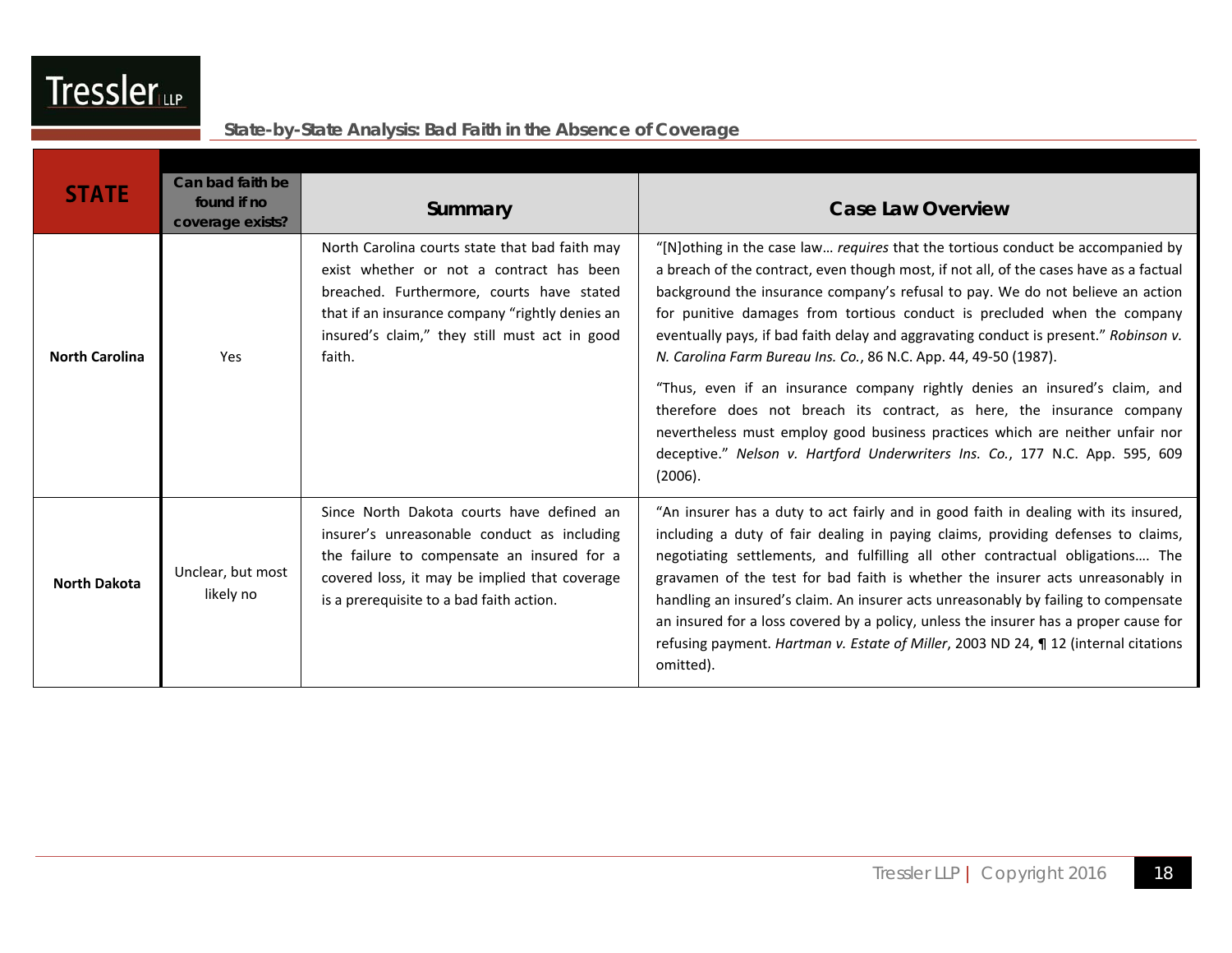| STATE | Can bad faith be found if no coverage exists? | Summary | Case Law Overview |
|---|---|---|---|
| **North Carolina** | Yes | North Carolina courts state that bad faith may exist whether or not a contract has been breached. Furthermore, courts have stated that if an insurance company "rightly denies an insured's claim," they still must act in good faith. | "[N]othing in the case law… *requires* that the tortious conduct be accompanied by a breach of the contract, even though most, if not all, of the cases have as a factual background the insurance company's refusal to pay. We do not believe an action for punitive damages from tortious conduct is precluded when the company eventually pays, if bad faith delay and aggravating conduct is present." *Robinson v. N. Carolina Farm Bureau Ins. Co.*, 86 N.C. App. 44, 49-50 (1987).<br><br>"Thus, even if an insurance company rightly denies an insured's claim, and therefore does not breach its contract, as here, the insurance company nevertheless must employ good business practices which are neither unfair nor deceptive." *Nelson v. Hartford Underwriters Ins. Co.*, 177 N.C. App. 595, 609 (2006). |
| **North Dakota** | Unclear, but most likely no | Since North Dakota courts have defined an insurer's unreasonable conduct as including the failure to compensate an insured for a covered loss, it may be implied that coverage is a prerequisite to a bad faith action. | "An insurer has a duty to act fairly and in good faith in dealing with its insured, including a duty of fair dealing in paying claims, providing defenses to claims, negotiating settlements, and fulfilling all other contractual obligations…. The gravamen of the test for bad faith is whether the insurer acts unreasonably in handling an insured's claim. An insurer acts unreasonably by failing to compensate an insured for a loss covered by a policy, unless the insurer has a proper cause for refusing payment. *Hartman v. Estate of Miller*, 2003 ND 24, ¶ 12 (internal citations omitted). |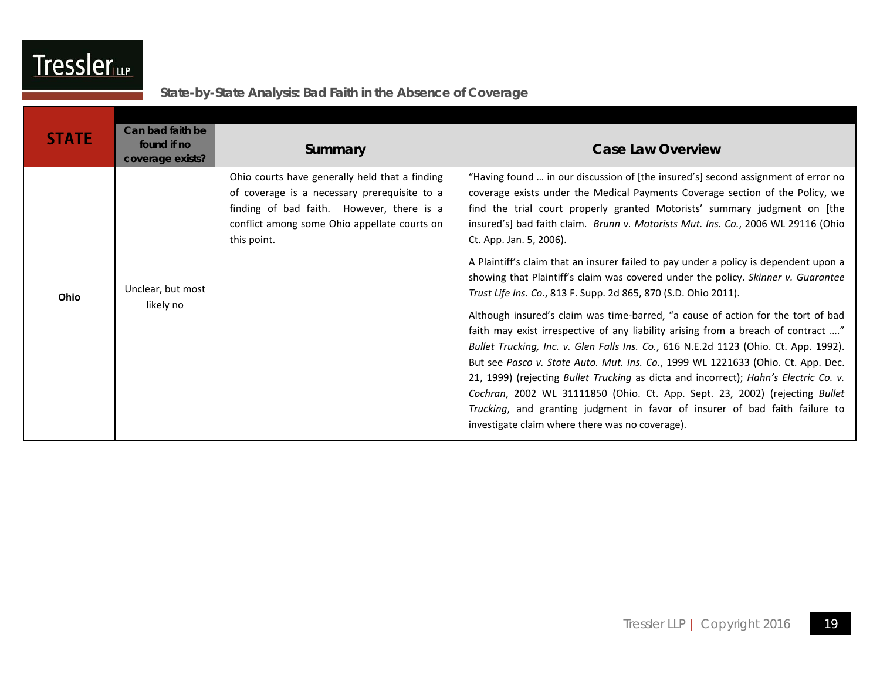## State-by-State Analysis: Bad Faith in the Absence of Coverage

| STATE | Can bad faith be found if no coverage exists? | Summary | Case Law Overview |
|---|---|---|---|
| **Ohio** | Unclear, but most likely no | Ohio courts have generally held that a finding of coverage is a necessary prerequisite to a finding of bad faith. However, there is a conflict among some Ohio appellate courts on this point. | "Having found … in our discussion of [the insured's] second assignment of error no coverage exists under the Medical Payments Coverage section of the Policy, we find the trial court properly granted Motorists' summary judgment on [the insured's] bad faith claim. *Brunn v. Motorists Mut. Ins. Co.*, 2006 WL 29116 (Ohio Ct. App. Jan. 5, 2006).<br><br>A Plaintiff's claim that an insurer failed to pay under a policy is dependent upon a showing that Plaintiff's claim was covered under the policy. *Skinner v. Guarantee Trust Life Ins. Co.*, 813 F. Supp. 2d 865, 870 (S.D. Ohio 2011).<br><br>Although insured's claim was time-barred, "a cause of action for the tort of bad faith may exist irrespective of any liability arising from a breach of contract …." *Bullet Trucking, Inc. v. Glen Falls Ins. Co.*, 616 N.E.2d 1123 (Ohio. Ct. App. 1992). But see *Pasco v. State Auto. Mut. Ins. Co.*, 1999 WL 1221633 (Ohio. Ct. App. Dec. 21, 1999) (rejecting *Bullet Trucking* as dicta and incorrect); *Hahn's Electric Co. v. Cochran*, 2002 WL 31111850 (Ohio. Ct. App. Sept. 23, 2002) (rejecting *Bullet Trucking*, and granting judgment in favor of insurer of bad faith failure to investigate claim where there was no coverage). |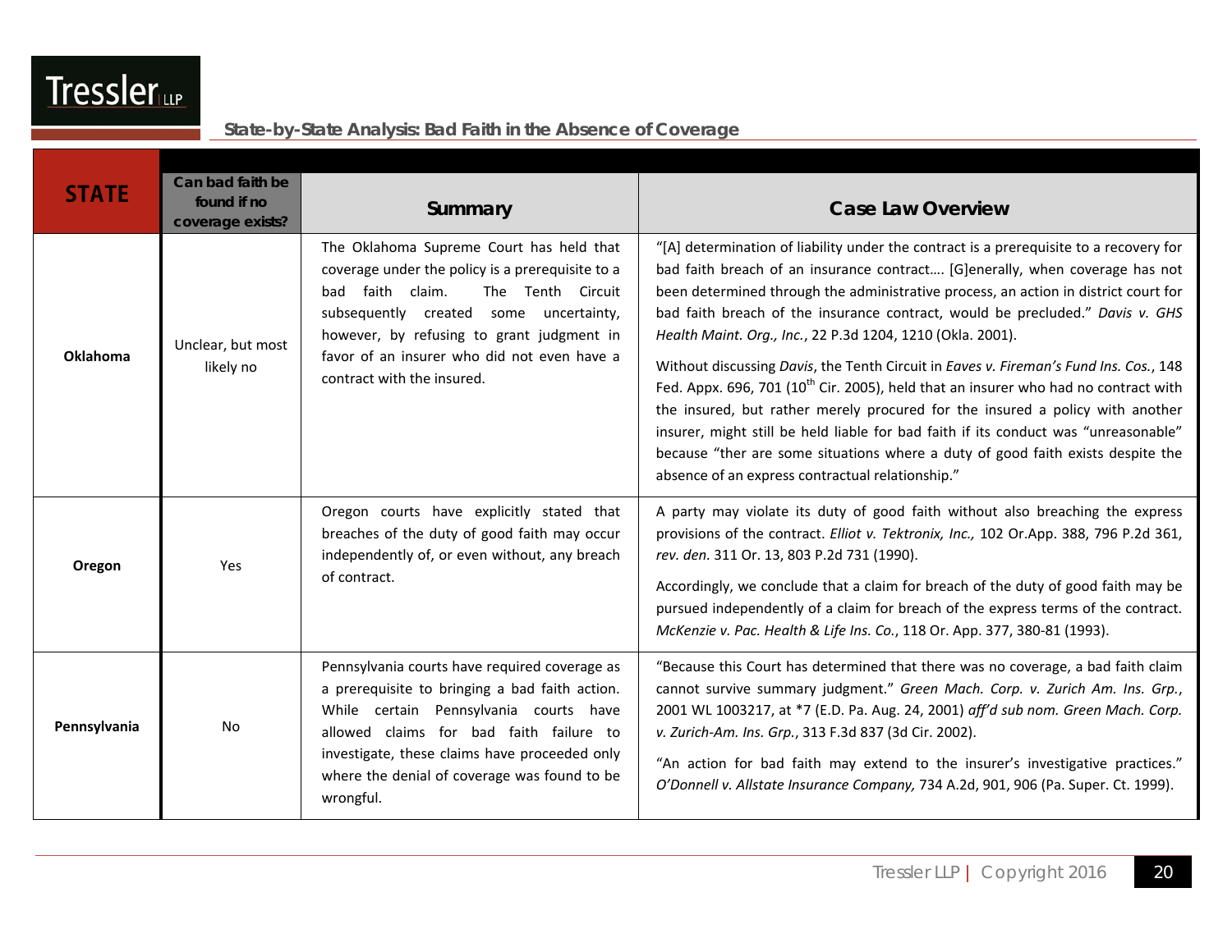## State-by-State Analysis: Bad Faith in the Absence of Coverage

| STATE | Can bad faith be found if no coverage exists? | Summary | Case Law Overview |
|---|---|---|---|
| **Oklahoma** | Unclear, but most likely no | The Oklahoma Supreme Court has held that coverage under the policy is a prerequisite to a bad faith claim. The Tenth Circuit subsequently created some uncertainty, however, by refusing to grant judgment in favor of an insurer who did not even have a contract with the insured. | "[A] determination of liability under the contract is a prerequisite to a recovery for bad faith breach of an insurance contract…. [G]enerally, when coverage has not been determined through the administrative process, an action in district court for bad faith breach of the insurance contract, would be precluded." *Davis v. GHS Health Maint. Org., Inc.*, 22 P.3d 1204, 1210 (Okla. 2001).<br><br>Without discussing *Davis*, the Tenth Circuit in *Eaves v. Fireman's Fund Ins. Cos.*, 148 Fed. Appx. 696, 701 (10th Cir. 2005), held that an insurer who had no contract with the insured, but rather merely procured for the insured a policy with another insurer, might still be held liable for bad faith if its conduct was "unreasonable" because "ther are some situations where a duty of good faith exists despite the absence of an express contractual relationship." |
| **Oregon** | Yes | Oregon courts have explicitly stated that breaches of the duty of good faith may occur independently of, or even without, any breach of contract. | A party may violate its duty of good faith without also breaching the express provisions of the contract. *Elliot v. Tektronix, Inc.,* 102 Or.App. 388, 796 P.2d 361, *rev. den.* 311 Or. 13, 803 P.2d 731 (1990).<br><br>Accordingly, we conclude that a claim for breach of the duty of good faith may be pursued independently of a claim for breach of the express terms of the contract. *McKenzie v. Pac. Health & Life Ins. Co.*, 118 Or. App. 377, 380-81 (1993). |
| **Pennsylvania** | No | Pennsylvania courts have required coverage as a prerequisite to bringing a bad faith action. While certain Pennsylvania courts have allowed claims for bad faith failure to investigate, these claims have proceeded only where the denial of coverage was found to be wrongful. | "Because this Court has determined that there was no coverage, a bad faith claim cannot survive summary judgment." *Green Mach. Corp. v. Zurich Am. Ins. Grp.*, 2001 WL 1003217, at *7 (E.D. Pa. Aug. 24, 2001) *aff'd sub nom. Green Mach. Corp. v. Zurich-Am. Ins. Grp.*, 313 F.3d 837 (3d Cir. 2002).<br><br>"An action for bad faith may extend to the insurer's investigative practices." *O'Donnell v. Allstate Insurance Company,* 734 A.2d, 901, 906 (Pa. Super. Ct. 1999). |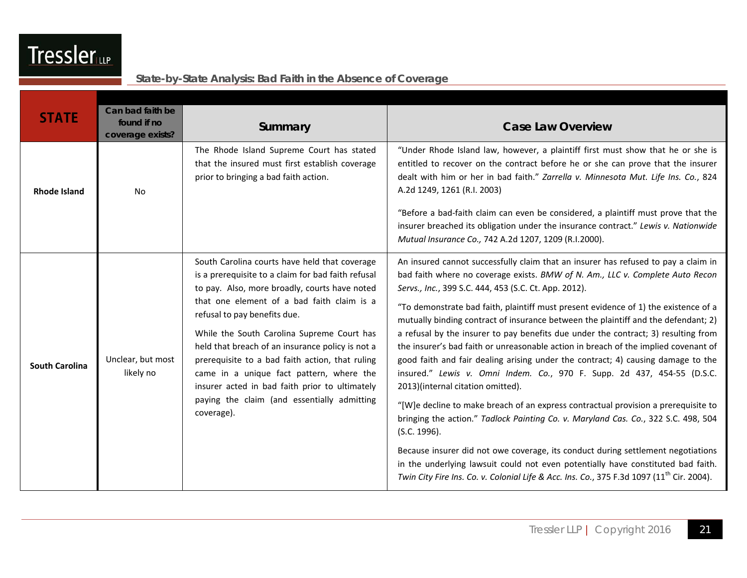State-by-State Analysis: Bad Faith in the Absence of Coverage

| STATE | Can bad faith be found if no coverage exists? | Summary | Case Law Overview |
|---|---|---|---|
| **Rhode Island** | No | The Rhode Island Supreme Court has stated that the insured must first establish coverage prior to bringing a bad faith action. | "Under Rhode Island law, however, a plaintiff first must show that he or she is entitled to recover on the contract before he or she can prove that the insurer dealt with him or her in bad faith." *Zarrella v. Minnesota Mut. Life Ins. Co.*, 824 A.2d 1249, 1261 (R.I. 2003)<br><br>"Before a bad-faith claim can even be considered, a plaintiff must prove that the insurer breached its obligation under the insurance contract." *Lewis v. Nationwide Mutual Insurance Co.,* 742 A.2d 1207, 1209 (R.I.2000). |
| **South Carolina** | Unclear, but most likely no | South Carolina courts have held that coverage is a prerequisite to a claim for bad faith refusal to pay. Also, more broadly, courts have noted that one element of a bad faith claim is a refusal to pay benefits due.<br><br>While the South Carolina Supreme Court has held that breach of an insurance policy is not a prerequisite to a bad faith action, that ruling came in a unique fact pattern, where the insurer acted in bad faith prior to ultimately paying the claim (and essentially admitting coverage). | An insured cannot successfully claim that an insurer has refused to pay a claim in bad faith where no coverage exists. *BMW of N. Am., LLC v. Complete Auto Recon Servs., Inc.*, 399 S.C. 444, 453 (S.C. Ct. App. 2012).<br><br>"To demonstrate bad faith, plaintiff must present evidence of 1) the existence of a mutually binding contract of insurance between the plaintiff and the defendant; 2) a refusal by the insurer to pay benefits due under the contract; 3) resulting from the insurer's bad faith or unreasonable action in breach of the implied covenant of good faith and fair dealing arising under the contract; 4) causing damage to the insured." *Lewis v. Omni Indem. Co.*, 970 F. Supp. 2d 437, 454-55 (D.S.C. 2013)(internal citation omitted).<br><br>"[W]e decline to make breach of an express contractual provision a prerequisite to bringing the action." *Tadlock Painting Co. v. Maryland Cas. Co.*, 322 S.C. 498, 504 (S.C. 1996).<br><br>Because insurer did not owe coverage, its conduct during settlement negotiations in the underlying lawsuit could not even potentially have constituted bad faith. *Twin City Fire Ins. Co. v. Colonial Life & Acc. Ins. Co.*, 375 F.3d 1097 (11th Cir. 2004). |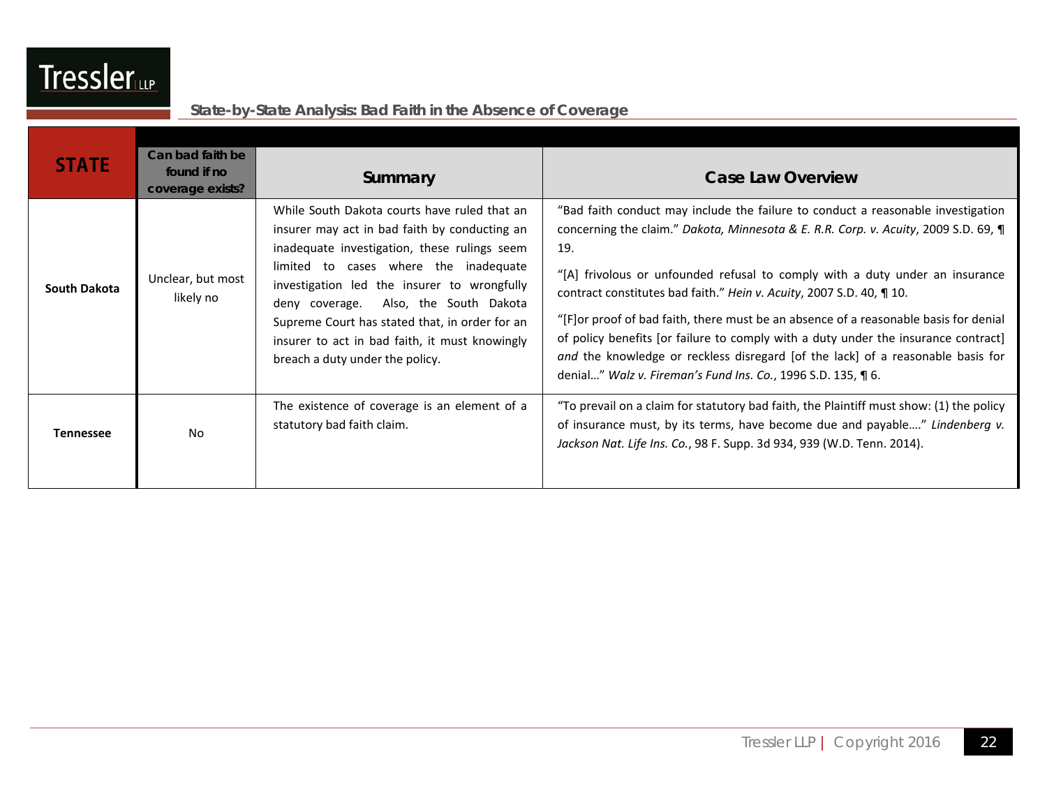| STATE | Can bad faith be found if no coverage exists? | Summary | Case Law Overview |
|---|---|---|---|
| **South Dakota** | Unclear, but most likely no | While South Dakota courts have ruled that an insurer may act in bad faith by conducting an inadequate investigation, these rulings seem limited to cases where the inadequate investigation led the insurer to wrongfully deny coverage. Also, the South Dakota Supreme Court has stated that, in order for an insurer to act in bad faith, it must knowingly breach a duty under the policy. | "Bad faith conduct may include the failure to conduct a reasonable investigation concerning the claim." *Dakota, Minnesota & E. R.R. Corp. v. Acuity*, 2009 S.D. 69, ¶ 19.<br><br>"[A] frivolous or unfounded refusal to comply with a duty under an insurance contract constitutes bad faith." *Hein v. Acuity*, 2007 S.D. 40, ¶ 10.<br><br>"[F]or proof of bad faith, there must be an absence of a reasonable basis for denial of policy benefits [or failure to comply with a duty under the insurance contract] *and* the knowledge or reckless disregard [of the lack] of a reasonable basis for denial…" *Walz v. Fireman's Fund Ins. Co.*, 1996 S.D. 135, ¶ 6. |
| **Tennessee** | No | The existence of coverage is an element of a statutory bad faith claim. | "To prevail on a claim for statutory bad faith, the Plaintiff must show: (1) the policy of insurance must, by its terms, have become due and payable…." *Lindenberg v. Jackson Nat. Life Ins. Co.*, 98 F. Supp. 3d 934, 939 (W.D. Tenn. 2014). |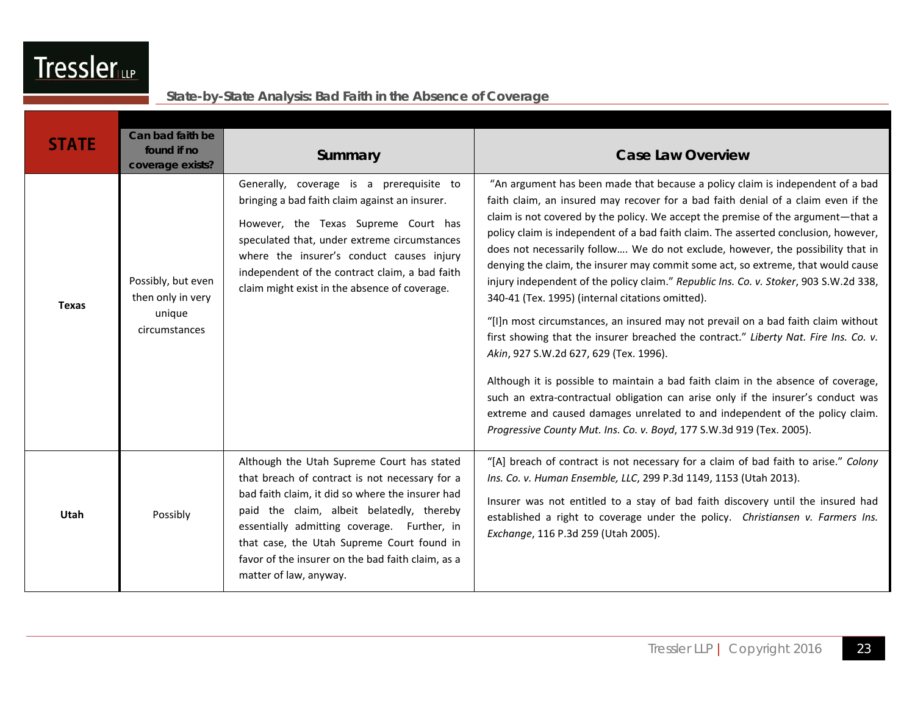## State-by-State Analysis: Bad Faith in the Absence of Coverage

| STATE | Can bad faith be found if no coverage exists? | Summary | Case Law Overview |
|---|---|---|---|
| **Texas** | Possibly, but even then only in very unique circumstances | Generally, coverage is a prerequisite to bringing a bad faith claim against an insurer.<br><br>However, the Texas Supreme Court has speculated that, under extreme circumstances where the insurer's conduct causes injury independent of the contract claim, a bad faith claim might exist in the absence of coverage. | "An argument has been made that because a policy claim is independent of a bad faith claim, an insured may recover for a bad faith denial of a claim even if the claim is not covered by the policy. We accept the premise of the argument—that a policy claim is independent of a bad faith claim. The asserted conclusion, however, does not necessarily follow…. We do not exclude, however, the possibility that in denying the claim, the insurer may commit some act, so extreme, that would cause injury independent of the policy claim." *Republic Ins. Co. v. Stoker*, 903 S.W.2d 338, 340-41 (Tex. 1995) (internal citations omitted).<br><br>"[I]n most circumstances, an insured may not prevail on a bad faith claim without first showing that the insurer breached the contract." *Liberty Nat. Fire Ins. Co. v. Akin*, 927 S.W.2d 627, 629 (Tex. 1996).<br><br>Although it is possible to maintain a bad faith claim in the absence of coverage, such an extra-contractual obligation can arise only if the insurer's conduct was extreme and caused damages unrelated to and independent of the policy claim. *Progressive County Mut. Ins. Co. v. Boyd*, 177 S.W.3d 919 (Tex. 2005). |
| **Utah** | Possibly | Although the Utah Supreme Court has stated that breach of contract is not necessary for a bad faith claim, it did so where the insurer had paid the claim, albeit belatedly, thereby essentially admitting coverage. Further, in that case, the Utah Supreme Court found in favor of the insurer on the bad faith claim, as a matter of law, anyway. | "[A] breach of contract is not necessary for a claim of bad faith to arise." *Colony Ins. Co. v. Human Ensemble, LLC*, 299 P.3d 1149, 1153 (Utah 2013).<br><br>Insurer was not entitled to a stay of bad faith discovery until the insured had established a right to coverage under the policy. *Christiansen v. Farmers Ins. Exchange*, 116 P.3d 259 (Utah 2005). |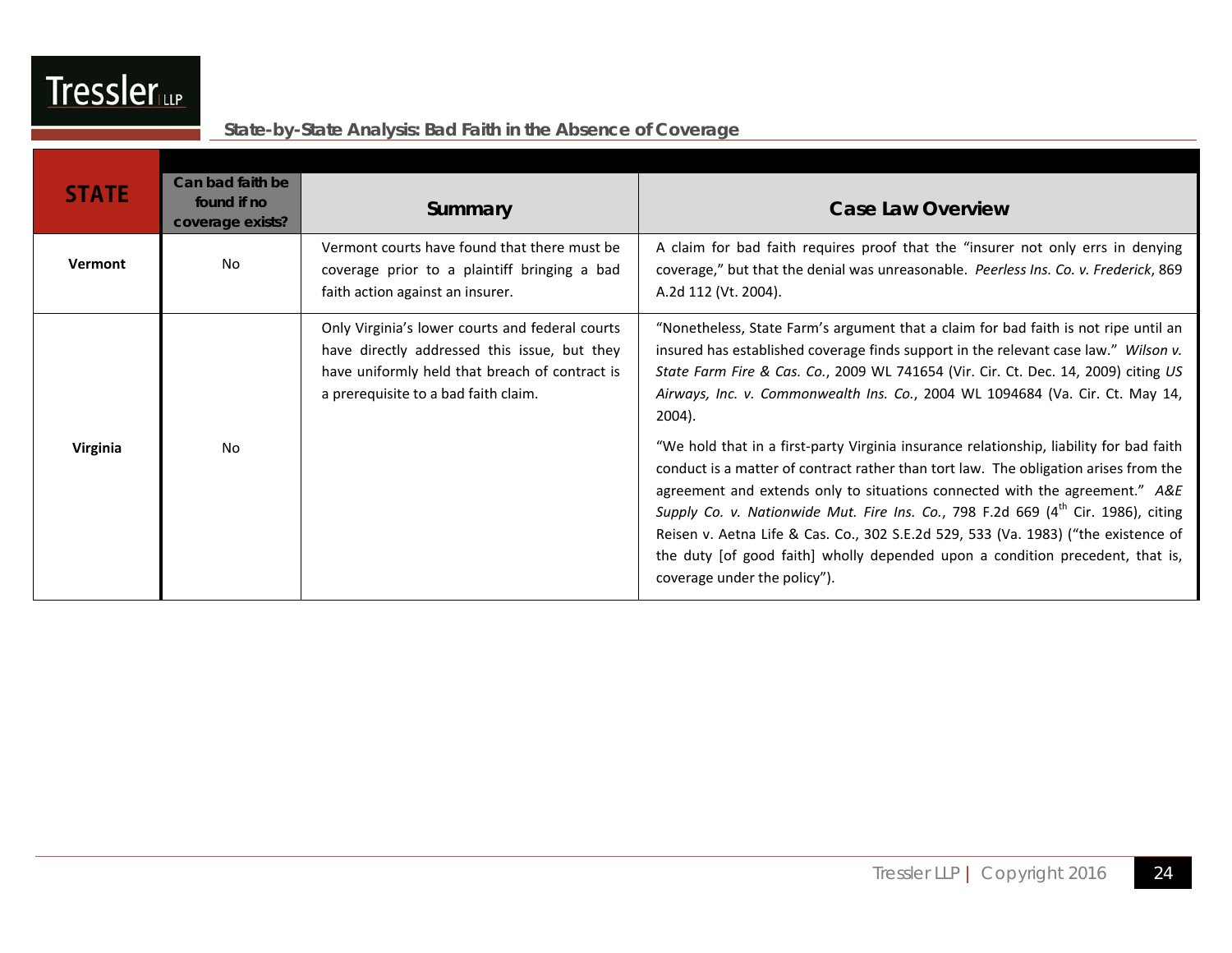| STATE | Can bad faith be found if no coverage exists? | Summary | Case Law Overview |
|---|---|---|---|
| **Vermont** | No | Vermont courts have found that there must be coverage prior to a plaintiff bringing a bad faith action against an insurer. | A claim for bad faith requires proof that the "insurer not only errs in denying coverage," but that the denial was unreasonable. *Peerless Ins. Co. v. Frederick*, 869 A.2d 112 (Vt. 2004). |
| **Virginia** | No | Only Virginia's lower courts and federal courts have directly addressed this issue, but they have uniformly held that breach of contract is a prerequisite to a bad faith claim. | "Nonetheless, State Farm's argument that a claim for bad faith is not ripe until an insured has established coverage finds support in the relevant case law." *Wilson v. State Farm Fire & Cas. Co.*, 2009 WL 741654 (Vir. Cir. Ct. Dec. 14, 2009) citing *US Airways, Inc. v. Commonwealth Ins. Co.*, 2004 WL 1094684 (Va. Cir. Ct. May 14, 2004).<br><br>"We hold that in a first-party Virginia insurance relationship, liability for bad faith conduct is a matter of contract rather than tort law. The obligation arises from the agreement and extends only to situations connected with the agreement." *A&E Supply Co. v. Nationwide Mut. Fire Ins. Co.*, 798 F.2d 669 (4th Cir. 1986), citing Reisen v. Aetna Life & Cas. Co., 302 S.E.2d 529, 533 (Va. 1983) ("the existence of the duty [of good faith] wholly depended upon a condition precedent, that is, coverage under the policy"). |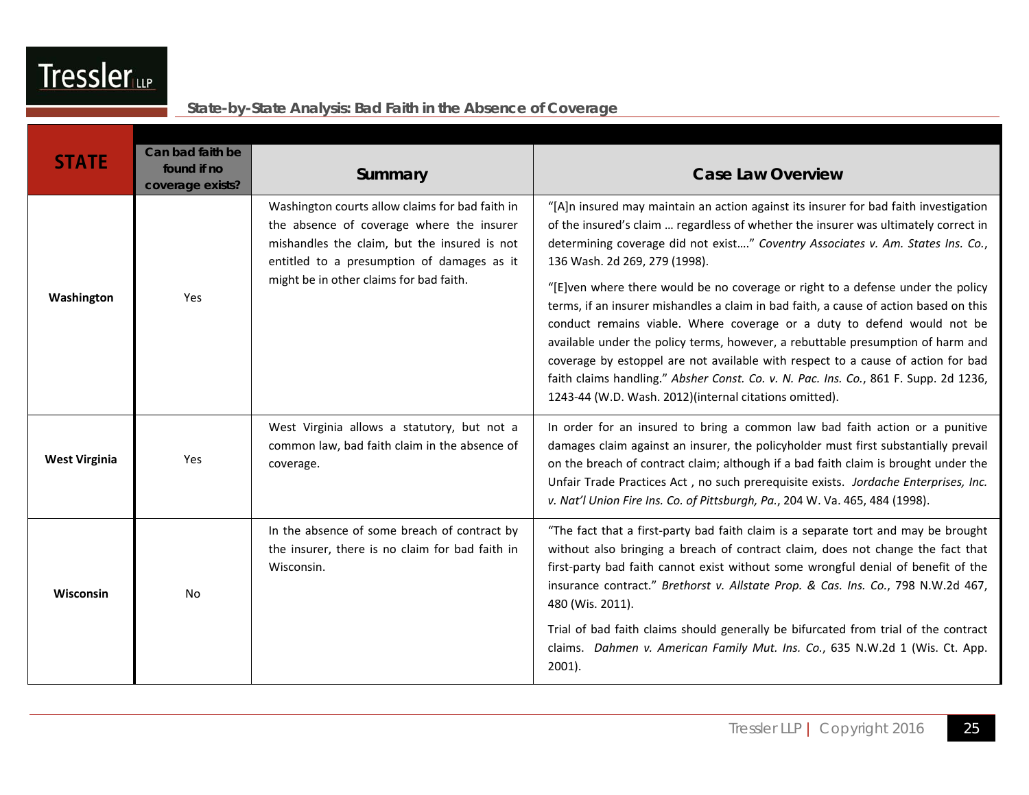| STATE | Can bad faith be found if no coverage exists? | Summary | Case Law Overview |
|---|---|---|---|
| **Washington** | Yes | Washington courts allow claims for bad faith in the absence of coverage where the insurer mishandles the claim, but the insured is not entitled to a presumption of damages as it might be in other claims for bad faith. | "[A]n insured may maintain an action against its insurer for bad faith investigation of the insured's claim … regardless of whether the insurer was ultimately correct in determining coverage did not exist…." *Coventry Associates v. Am. States Ins. Co.*, 136 Wash. 2d 269, 279 (1998).<br><br>"[E]ven where there would be no coverage or right to a defense under the policy terms, if an insurer mishandles a claim in bad faith, a cause of action based on this conduct remains viable. Where coverage or a duty to defend would not be available under the policy terms, however, a rebuttable presumption of harm and coverage by estoppel are not available with respect to a cause of action for bad faith claims handling." *Absher Const. Co. v. N. Pac. Ins. Co.*, 861 F. Supp. 2d 1236, 1243-44 (W.D. Wash. 2012)(internal citations omitted). |
| **West Virginia** | Yes | West Virginia allows a statutory, but not a common law, bad faith claim in the absence of coverage. | In order for an insured to bring a common law bad faith action or a punitive damages claim against an insurer, the policyholder must first substantially prevail on the breach of contract claim; although if a bad faith claim is brought under the Unfair Trade Practices Act , no such prerequisite exists. *Jordache Enterprises, Inc. v. Nat'l Union Fire Ins. Co. of Pittsburgh, Pa.*, 204 W. Va. 465, 484 (1998). |
| **Wisconsin** | No | In the absence of some breach of contract by the insurer, there is no claim for bad faith in Wisconsin. | "The fact that a first-party bad faith claim is a separate tort and may be brought without also bringing a breach of contract claim, does not change the fact that first-party bad faith cannot exist without some wrongful denial of benefit of the insurance contract." *Brethorst v. Allstate Prop. & Cas. Ins. Co.*, 798 N.W.2d 467, 480 (Wis. 2011).<br><br>Trial of bad faith claims should generally be bifurcated from trial of the contract claims. *Dahmen v. American Family Mut. Ins. Co.*, 635 N.W.2d 1 (Wis. Ct. App. 2001). |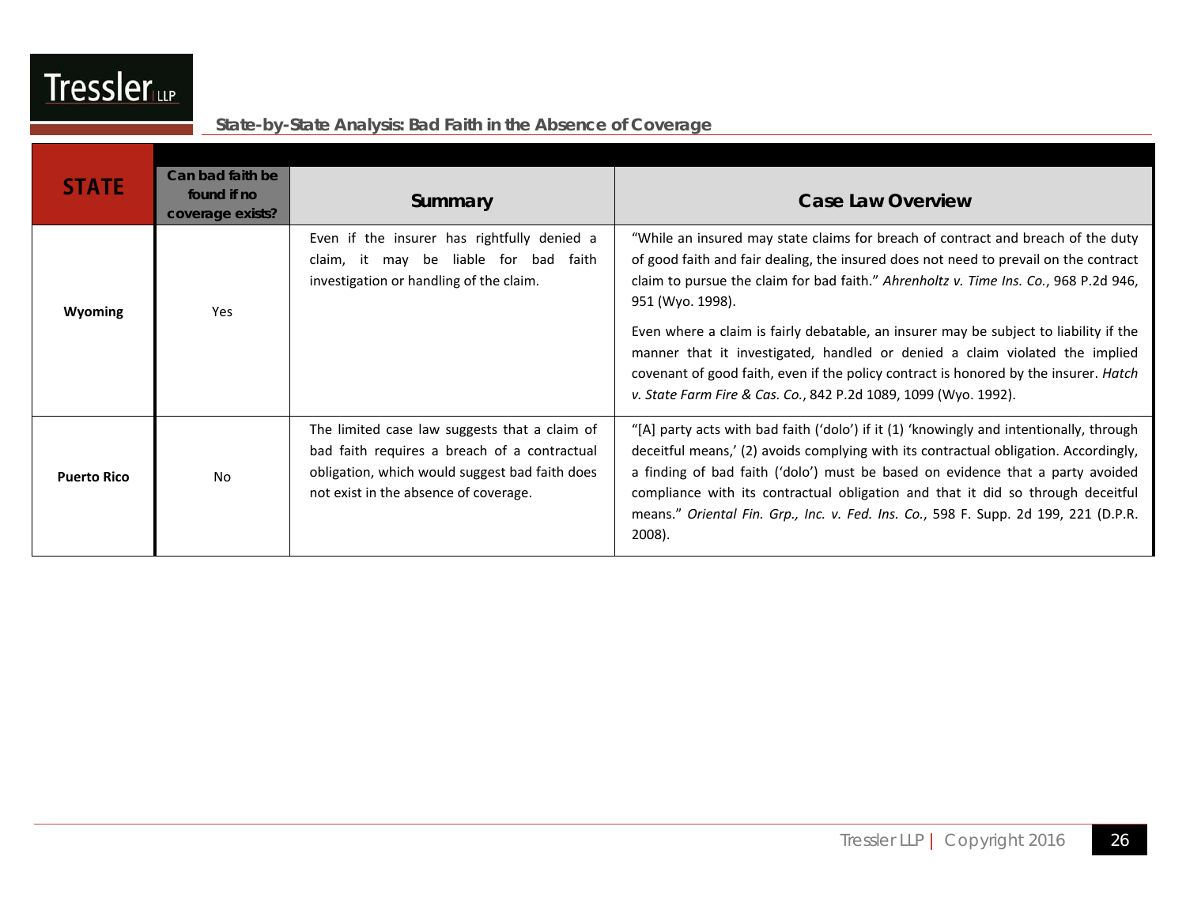| STATE | Can bad faith be found if no coverage exists? | Summary | Case Law Overview |
|---|---|---|---|
| **Wyoming** | Yes | Even if the insurer has rightfully denied a claim, it may be liable for bad faith investigation or handling of the claim. | "While an insured may state claims for breach of contract and breach of the duty of good faith and fair dealing, the insured does not need to prevail on the contract claim to pursue the claim for bad faith." *Ahrenholtz v. Time Ins. Co.*, 968 P.2d 946, 951 (Wyo. 1998).<br><br>Even where a claim is fairly debatable, an insurer may be subject to liability if the manner that it investigated, handled or denied a claim violated the implied covenant of good faith, even if the policy contract is honored by the insurer. *Hatch v. State Farm Fire & Cas. Co.*, 842 P.2d 1089, 1099 (Wyo. 1992). |
| **Puerto Rico** | No | The limited case law suggests that a claim of bad faith requires a breach of a contractual obligation, which would suggest bad faith does not exist in the absence of coverage. | "[A] party acts with bad faith ('dolo') if it (1) 'knowingly and intentionally, through deceitful means,' (2) avoids complying with its contractual obligation. Accordingly, a finding of bad faith ('dolo') must be based on evidence that a party avoided compliance with its contractual obligation and that it did so through deceitful means." *Oriental Fin. Grp., Inc. v. Fed. Ins. Co.*, 598 F. Supp. 2d 199, 221 (D.P.R. 2008). |